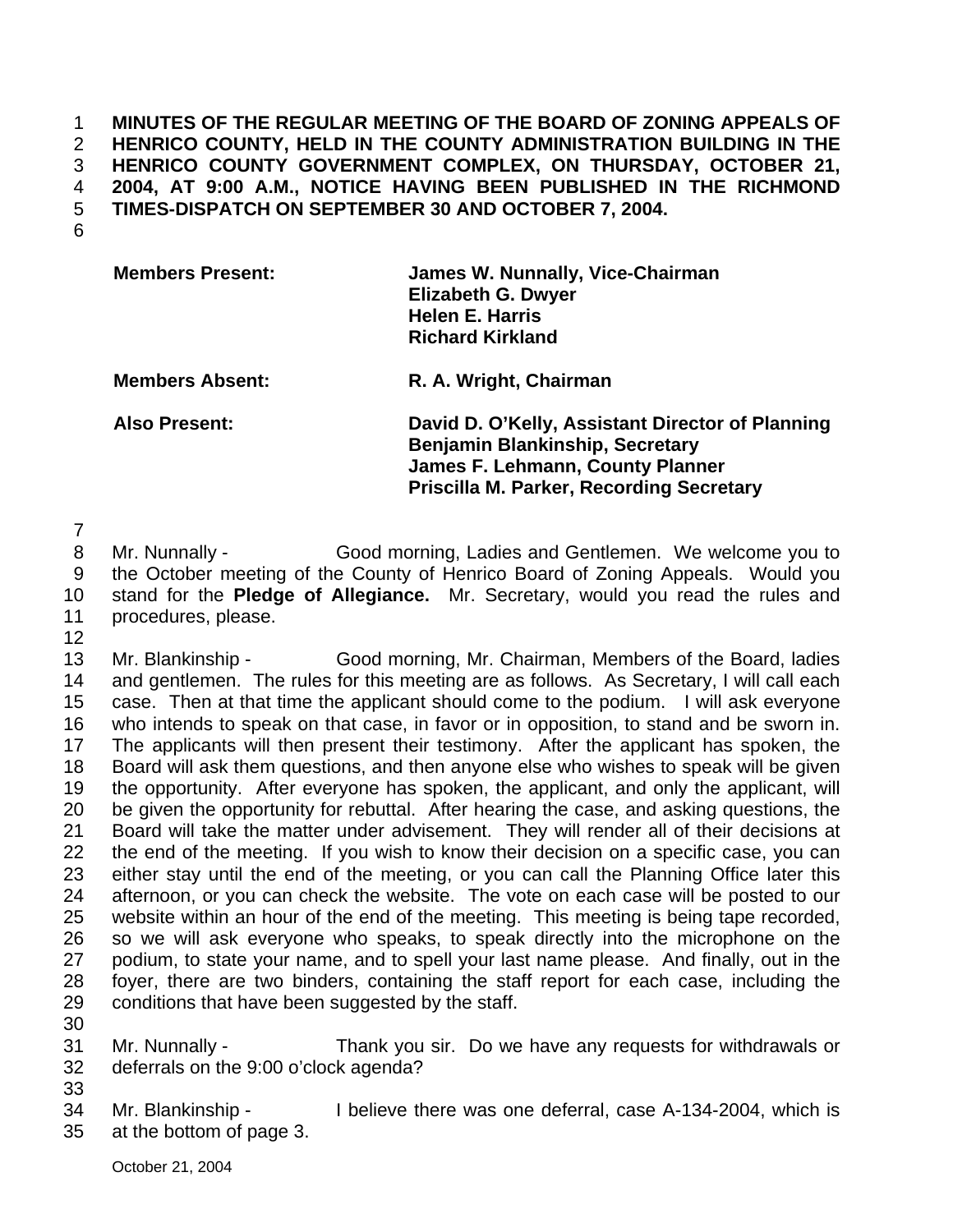**MINUTES OF THE REGULAR MEETING OF THE BOARD OF ZONING APPEALS OF HENRICO COUNTY, HELD IN THE COUNTY ADMINISTRATION BUILDING IN THE HENRICO COUNTY GOVERNMENT COMPLEX, ON THURSDAY, OCTOBER 21, 2004, AT 9:00 A.M., NOTICE HAVING BEEN PUBLISHED IN THE RICHMOND TIMES-DISPATCH ON SEPTEMBER 30 AND OCTOBER 7, 2004.**

| | |
|---|---|
| **Members Present:** | **James W. Nunnally, Vice-Chairman**<br>**Elizabeth G. Dwyer**<br>**Helen E. Harris**<br>**Richard Kirkland** |
| **Members Absent:** | **R. A. Wright, Chairman** |
| **Also Present:** | **David D. O'Kelly, Assistant Director of Planning**<br>**Benjamin Blankinship, Secretary**<br>**James F. Lehmann, County Planner**<br>**Priscilla M. Parker, Recording Secretary** |

Mr. Nunnally - Good morning, Ladies and Gentlemen. We welcome you to the October meeting of the County of Henrico Board of Zoning Appeals. Would you stand for the **Pledge of Allegiance.** Mr. Secretary, would you read the rules and procedures, please.

Mr. Blankinship - Good morning, Mr. Chairman, Members of the Board, ladies and gentlemen. The rules for this meeting are as follows. As Secretary, I will call each case. Then at that time the applicant should come to the podium. I will ask everyone who intends to speak on that case, in favor or in opposition, to stand and be sworn in. The applicants will then present their testimony. After the applicant has spoken, the Board will ask them questions, and then anyone else who wishes to speak will be given the opportunity. After everyone has spoken, the applicant, and only the applicant, will be given the opportunity for rebuttal. After hearing the case, and asking questions, the Board will take the matter under advisement. They will render all of their decisions at the end of the meeting. If you wish to know their decision on a specific case, you can either stay until the end of the meeting, or you can call the Planning Office later this afternoon, or you can check the website. The vote on each case will be posted to our website within an hour of the end of the meeting. This meeting is being tape recorded, so we will ask everyone who speaks, to speak directly into the microphone on the podium, to state your name, and to spell your last name please. And finally, out in the foyer, there are two binders, containing the staff report for each case, including the conditions that have been suggested by the staff.

Mr. Nunnally - Thank you sir. Do we have any requests for withdrawals or deferrals on the 9:00 o'clock agenda?

Mr. Blankinship - I believe there was one deferral, case A-134-2004, which is at the bottom of page 3.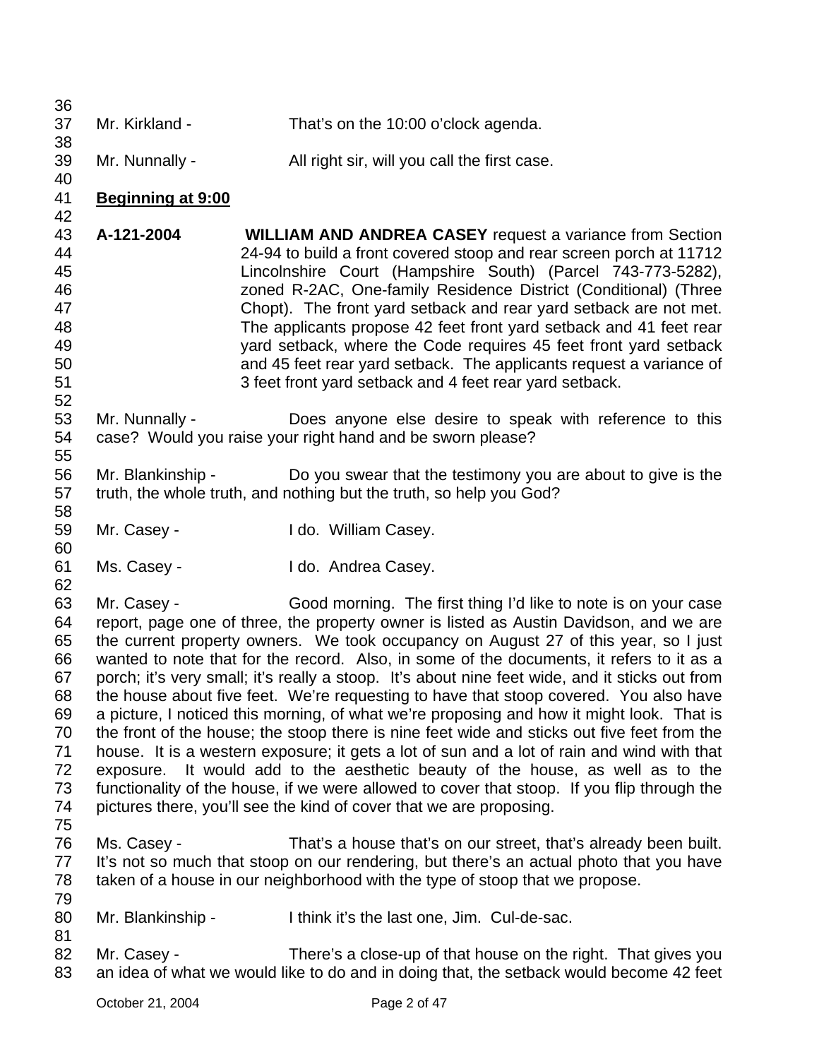Mr. Kirkland - That's on the 10:00 o'clock agenda.

Mr. Nunnally - All right sir, will you call the first case.

**Beginning at 9:00**

**A-121-2004** **WILLIAM AND ANDREA CASEY** request a variance from Section 24-94 to build a front covered stoop and rear screen porch at 11712 Lincolnshire Court (Hampshire South) (Parcel 743-773-5282), zoned R-2AC, One-family Residence District (Conditional) (Three Chopt). The front yard setback and rear yard setback are not met. The applicants propose 42 feet front yard setback and 41 feet rear yard setback, where the Code requires 45 feet front yard setback and 45 feet rear yard setback. The applicants request a variance of 3 feet front yard setback and 4 feet rear yard setback.

Mr. Nunnally - Does anyone else desire to speak with reference to this case? Would you raise your right hand and be sworn please?

Mr. Blankinship - Do you swear that the testimony you are about to give is the truth, the whole truth, and nothing but the truth, so help you God?

Mr. Casey - I do. William Casey.

Ms. Casey - I do. Andrea Casey.

Mr. Casey - Good morning. The first thing I'd like to note is on your case report, page one of three, the property owner is listed as Austin Davidson, and we are the current property owners. We took occupancy on August 27 of this year, so I just wanted to note that for the record. Also, in some of the documents, it refers to it as a porch; it's very small; it's really a stoop. It's about nine feet wide, and it sticks out from the house about five feet. We're requesting to have that stoop covered. You also have a picture, I noticed this morning, of what we're proposing and how it might look. That is the front of the house; the stoop there is nine feet wide and sticks out five feet from the house. It is a western exposure; it gets a lot of sun and a lot of rain and wind with that exposure. It would add to the aesthetic beauty of the house, as well as to the functionality of the house, if we were allowed to cover that stoop. If you flip through the pictures there, you'll see the kind of cover that we are proposing.

Ms. Casey - That's a house that's on our street, that's already been built. It's not so much that stoop on our rendering, but there's an actual photo that you have taken of a house in our neighborhood with the type of stoop that we propose.

Mr. Blankinship - I think it's the last one, Jim. Cul-de-sac.

Mr. Casey - There's a close-up of that house on the right. That gives you an idea of what we would like to do and in doing that, the setback would become 42 feet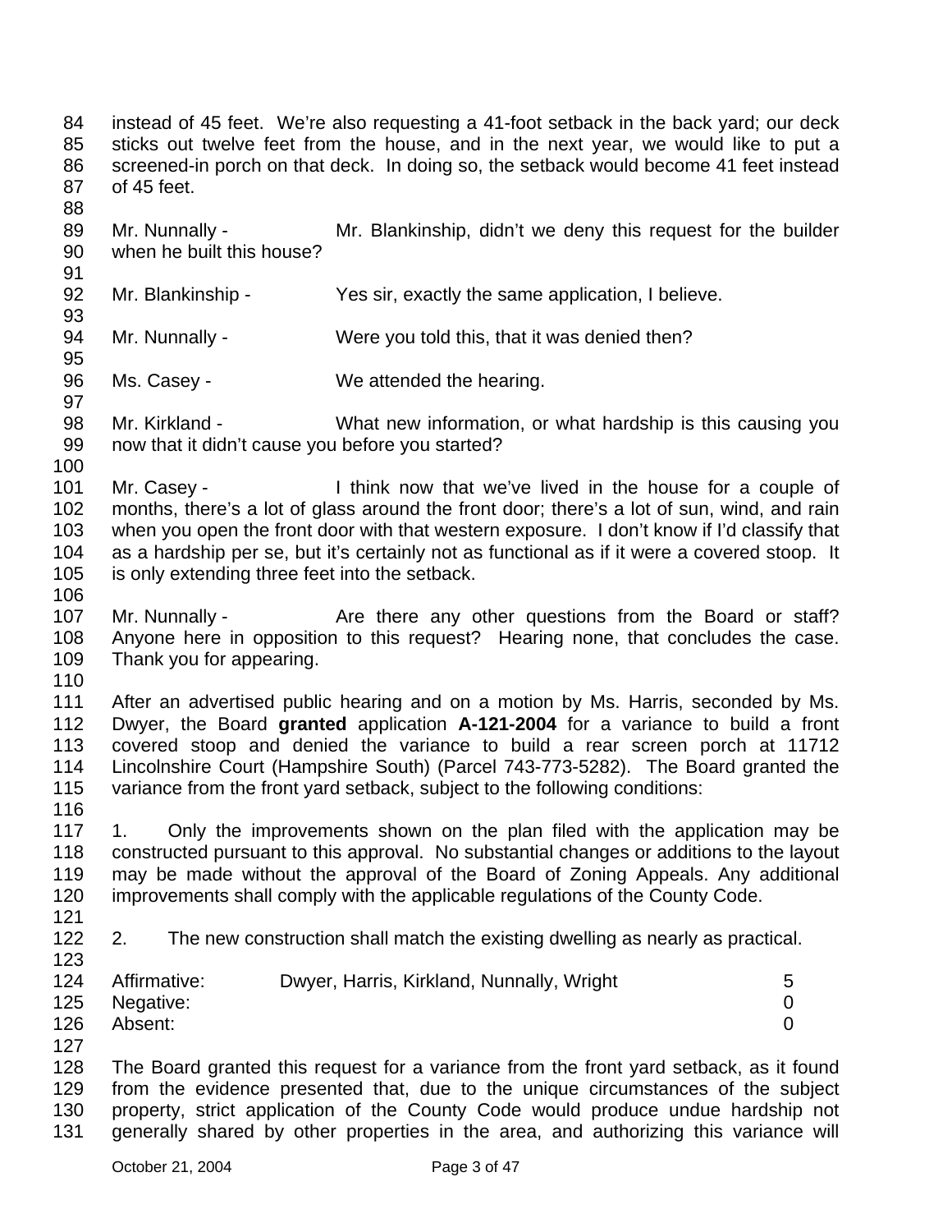instead of 45 feet. We're also requesting a 41-foot setback in the back yard; our deck sticks out twelve feet from the house, and in the next year, we would like to put a screened-in porch on that deck. In doing so, the setback would become 41 feet instead of 45 feet.

Mr. Nunnally - Mr. Blankinship, didn't we deny this request for the builder when he built this house?

Mr. Blankinship - Yes sir, exactly the same application, I believe.

Mr. Nunnally - Were you told this, that it was denied then?

Ms. Casey - We attended the hearing.

Mr. Kirkland - What new information, or what hardship is this causing you now that it didn't cause you before you started?

Mr. Casey - I think now that we've lived in the house for a couple of months, there's a lot of glass around the front door; there's a lot of sun, wind, and rain when you open the front door with that western exposure. I don't know if I'd classify that as a hardship per se, but it's certainly not as functional as if it were a covered stoop. It is only extending three feet into the setback.

Mr. Nunnally - Are there any other questions from the Board or staff? Anyone here in opposition to this request? Hearing none, that concludes the case. Thank you for appearing.

After an advertised public hearing and on a motion by Ms. Harris, seconded by Ms. Dwyer, the Board **granted** application **A-121-2004** for a variance to build a front covered stoop and denied the variance to build a rear screen porch at 11712 Lincolnshire Court (Hampshire South) (Parcel 743-773-5282). The Board granted the variance from the front yard setback, subject to the following conditions:

1. Only the improvements shown on the plan filed with the application may be constructed pursuant to this approval. No substantial changes or additions to the layout may be made without the approval of the Board of Zoning Appeals. Any additional improvements shall comply with the applicable regulations of the County Code.

2. The new construction shall match the existing dwelling as nearly as practical.

| | | |
|---|---|---|
| Affirmative: | Dwyer, Harris, Kirkland, Nunnally, Wright | 5 |
| Negative: | | 0 |
| Absent: | | 0 |

The Board granted this request for a variance from the front yard setback, as it found from the evidence presented that, due to the unique circumstances of the subject property, strict application of the County Code would produce undue hardship not generally shared by other properties in the area, and authorizing this variance will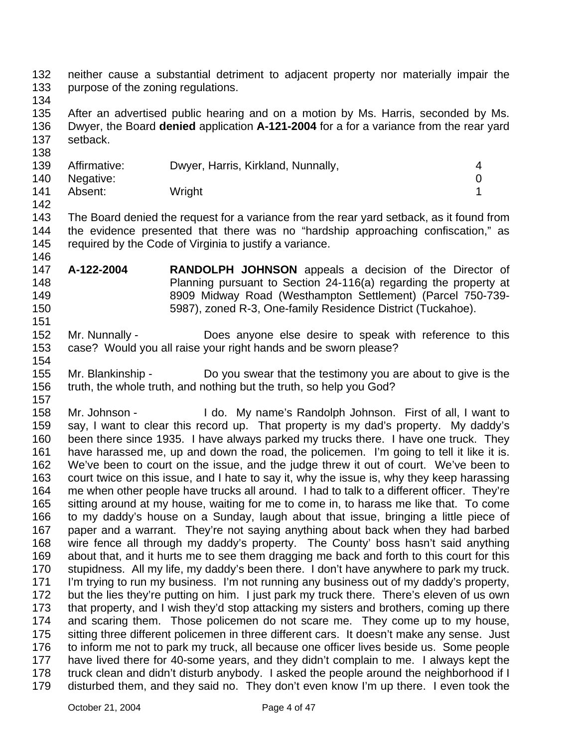neither cause a substantial detriment to adjacent property nor materially impair the purpose of the zoning regulations.

After an advertised public hearing and on a motion by Ms. Harris, seconded by Ms. Dwyer, the Board **denied** application **A-121-2004** for a for a variance from the rear yard setback.

| | | |
|---|---|---|
| Affirmative: | Dwyer, Harris, Kirkland, Nunnally, | 4 |
| Negative: | | 0 |
| Absent: | Wright | 1 |

The Board denied the request for a variance from the rear yard setback, as it found from the evidence presented that there was no "hardship approaching confiscation," as required by the Code of Virginia to justify a variance.

**A-122-2004** **RANDOLPH JOHNSON** appeals a decision of the Director of Planning pursuant to Section 24-116(a) regarding the property at 8909 Midway Road (Westhampton Settlement) (Parcel 750-739-5987), zoned R-3, One-family Residence District (Tuckahoe).

Mr. Nunnally - Does anyone else desire to speak with reference to this case? Would you all raise your right hands and be sworn please?

Mr. Blankinship - Do you swear that the testimony you are about to give is the truth, the whole truth, and nothing but the truth, so help you God?

Mr. Johnson - I do. My name's Randolph Johnson. First of all, I want to say, I want to clear this record up. That property is my dad's property. My daddy's been there since 1935. I have always parked my trucks there. I have one truck. They have harassed me, up and down the road, the policemen. I'm going to tell it like it is. We've been to court on the issue, and the judge threw it out of court. We've been to court twice on this issue, and I hate to say it, why the issue is, why they keep harassing me when other people have trucks all around. I had to talk to a different officer. They're sitting around at my house, waiting for me to come in, to harass me like that. To come to my daddy's house on a Sunday, laugh about that issue, bringing a little piece of paper and a warrant. They're not saying anything about back when they had barbed wire fence all through my daddy's property. The County' boss hasn't said anything about that, and it hurts me to see them dragging me back and forth to this court for this stupidness. All my life, my daddy's been there. I don't have anywhere to park my truck. I'm trying to run my business. I'm not running any business out of my daddy's property, but the lies they're putting on him. I just park my truck there. There's eleven of us own that property, and I wish they'd stop attacking my sisters and brothers, coming up there and scaring them. Those policemen do not scare me. They come up to my house, sitting three different policemen in three different cars. It doesn't make any sense. Just to inform me not to park my truck, all because one officer lives beside us. Some people have lived there for 40-some years, and they didn't complain to me. I always kept the truck clean and didn't disturb anybody. I asked the people around the neighborhood if I disturbed them, and they said no. They don't even know I'm up there. I even took the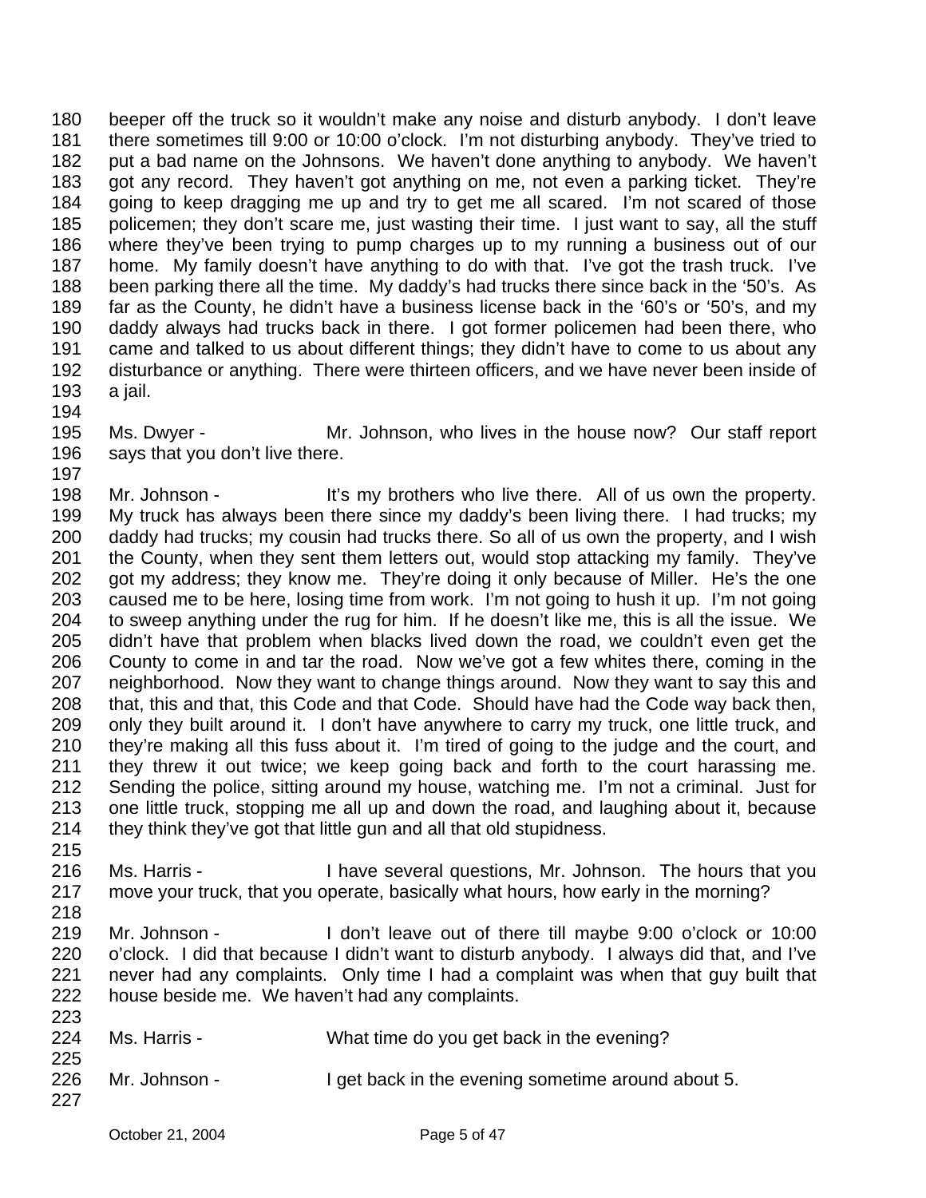beeper off the truck so it wouldn't make any noise and disturb anybody. I don't leave there sometimes till 9:00 or 10:00 o'clock. I'm not disturbing anybody. They've tried to put a bad name on the Johnsons. We haven't done anything to anybody. We haven't got any record. They haven't got anything on me, not even a parking ticket. They're going to keep dragging me up and try to get me all scared. I'm not scared of those policemen; they don't scare me, just wasting their time. I just want to say, all the stuff where they've been trying to pump charges up to my running a business out of our home. My family doesn't have anything to do with that. I've got the trash truck. I've been parking there all the time. My daddy's had trucks there since back in the '50's. As far as the County, he didn't have a business license back in the '60's or '50's, and my daddy always had trucks back in there. I got former policemen had been there, who came and talked to us about different things; they didn't have to come to us about any disturbance or anything. There were thirteen officers, and we have never been inside of a jail.

Ms. Dwyer - Mr. Johnson, who lives in the house now? Our staff report says that you don't live there.

Mr. Johnson - It's my brothers who live there. All of us own the property. My truck has always been there since my daddy's been living there. I had trucks; my daddy had trucks; my cousin had trucks there. So all of us own the property, and I wish the County, when they sent them letters out, would stop attacking my family. They've got my address; they know me. They're doing it only because of Miller. He's the one caused me to be here, losing time from work. I'm not going to hush it up. I'm not going to sweep anything under the rug for him. If he doesn't like me, this is all the issue. We didn't have that problem when blacks lived down the road, we couldn't even get the County to come in and tar the road. Now we've got a few whites there, coming in the neighborhood. Now they want to change things around. Now they want to say this and that, this and that, this Code and that Code. Should have had the Code way back then, only they built around it. I don't have anywhere to carry my truck, one little truck, and they're making all this fuss about it. I'm tired of going to the judge and the court, and they threw it out twice; we keep going back and forth to the court harassing me. Sending the police, sitting around my house, watching me. I'm not a criminal. Just for one little truck, stopping me all up and down the road, and laughing about it, because they think they've got that little gun and all that old stupidness.

Ms. Harris - I have several questions, Mr. Johnson. The hours that you move your truck, that you operate, basically what hours, how early in the morning?

Mr. Johnson - I don't leave out of there till maybe 9:00 o'clock or 10:00 o'clock. I did that because I didn't want to disturb anybody. I always did that, and I've never had any complaints. Only time I had a complaint was when that guy built that house beside me. We haven't had any complaints.

Ms. Harris - What time do you get back in the evening?

Mr. Johnson - I get back in the evening sometime around about 5.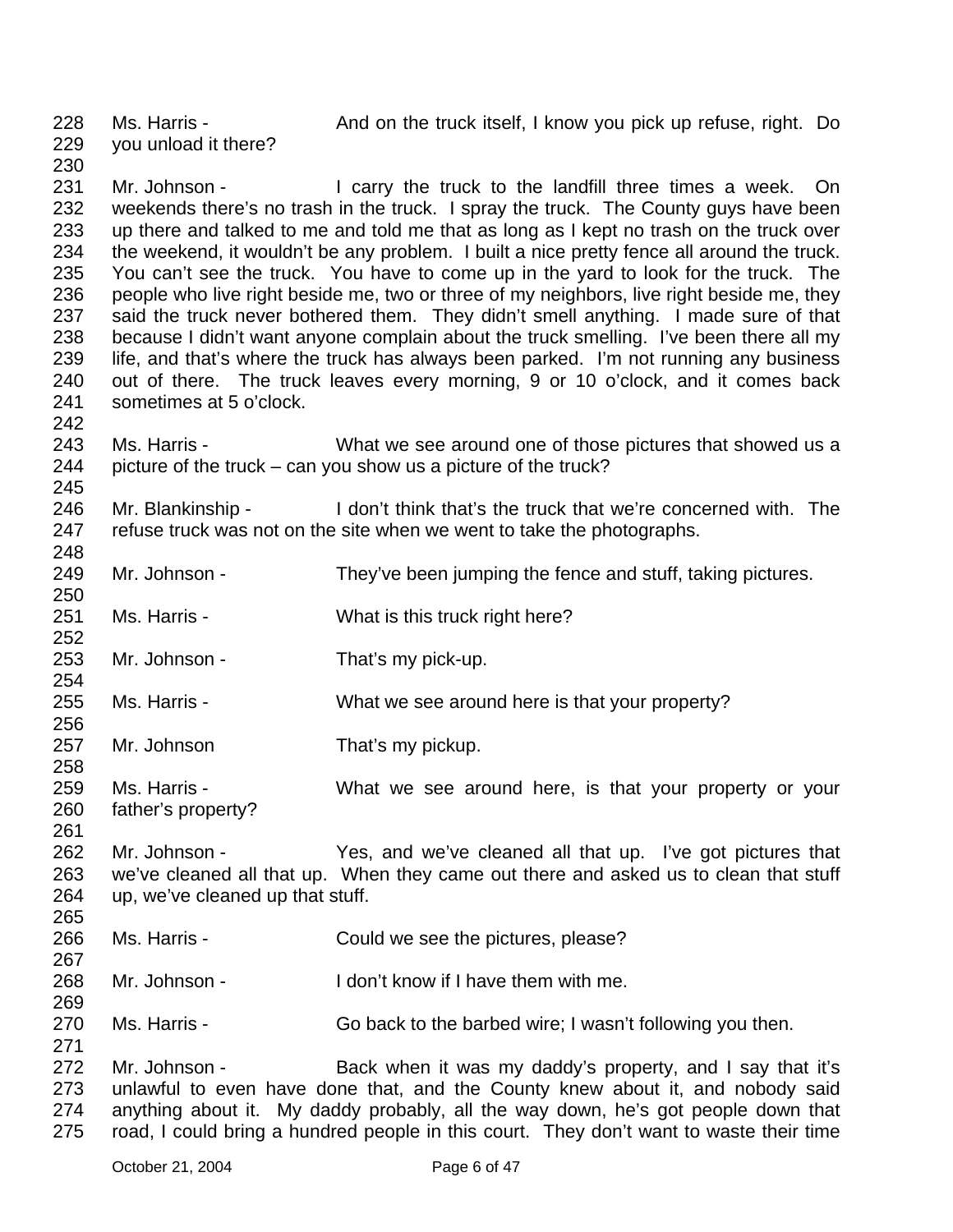Ms. Harris - And on the truck itself, I know you pick up refuse, right. Do you unload it there?

Mr. Johnson - I carry the truck to the landfill three times a week. On weekends there's no trash in the truck. I spray the truck. The County guys have been up there and talked to me and told me that as long as I kept no trash on the truck over the weekend, it wouldn't be any problem. I built a nice pretty fence all around the truck. You can't see the truck. You have to come up in the yard to look for the truck. The people who live right beside me, two or three of my neighbors, live right beside me, they said the truck never bothered them. They didn't smell anything. I made sure of that because I didn't want anyone complain about the truck smelling. I've been there all my life, and that's where the truck has always been parked. I'm not running any business out of there. The truck leaves every morning, 9 or 10 o'clock, and it comes back sometimes at 5 o'clock.

Ms. Harris - What we see around one of those pictures that showed us a picture of the truck – can you show us a picture of the truck?

Mr. Blankinship - I don't think that's the truck that we're concerned with. The refuse truck was not on the site when we went to take the photographs.

Mr. Johnson - They've been jumping the fence and stuff, taking pictures.

Ms. Harris - What is this truck right here?

Mr. Johnson - That's my pick-up.

Ms. Harris - What we see around here is that your property?

Mr. Johnson That's my pickup.

Ms. Harris - What we see around here, is that your property or your father's property?

Mr. Johnson - Yes, and we've cleaned all that up. I've got pictures that we've cleaned all that up. When they came out there and asked us to clean that stuff up, we've cleaned up that stuff.

Ms. Harris - Could we see the pictures, please?

Mr. Johnson - I don't know if I have them with me.

Ms. Harris - Go back to the barbed wire; I wasn't following you then.

Mr. Johnson - Back when it was my daddy's property, and I say that it's unlawful to even have done that, and the County knew about it, and nobody said anything about it. My daddy probably, all the way down, he's got people down that road, I could bring a hundred people in this court. They don't want to waste their time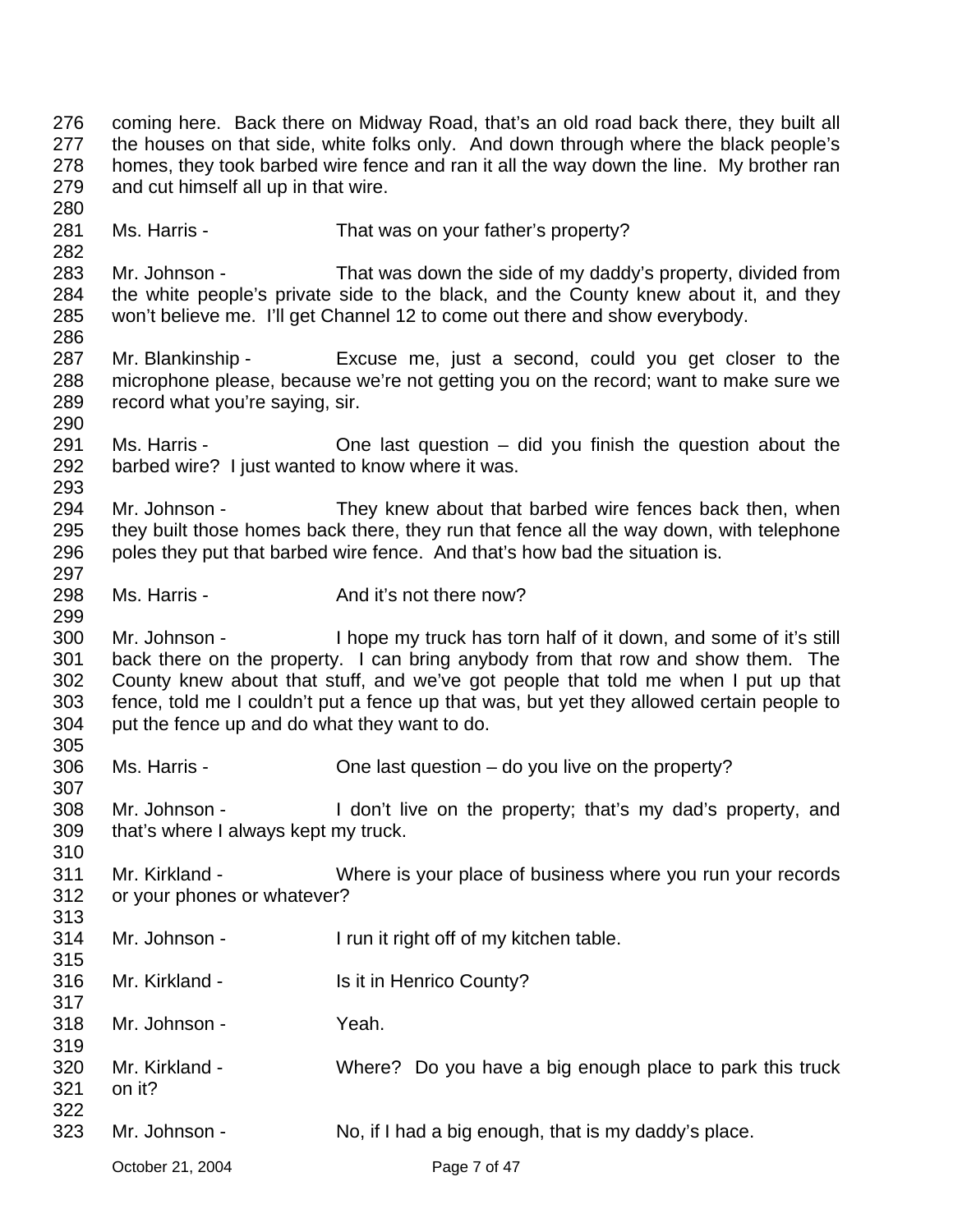coming here. Back there on Midway Road, that's an old road back there, they built all the houses on that side, white folks only. And down through where the black people's homes, they took barbed wire fence and ran it all the way down the line. My brother ran and cut himself all up in that wire.

Ms. Harris - That was on your father's property?

Mr. Johnson - That was down the side of my daddy's property, divided from the white people's private side to the black, and the County knew about it, and they won't believe me. I'll get Channel 12 to come out there and show everybody.

Mr. Blankinship - Excuse me, just a second, could you get closer to the microphone please, because we're not getting you on the record; want to make sure we record what you're saying, sir.

Ms. Harris - One last question – did you finish the question about the barbed wire? I just wanted to know where it was.

Mr. Johnson - They knew about that barbed wire fences back then, when they built those homes back there, they run that fence all the way down, with telephone poles they put that barbed wire fence. And that's how bad the situation is.

Ms. Harris - And it's not there now?

Mr. Johnson - I hope my truck has torn half of it down, and some of it's still back there on the property. I can bring anybody from that row and show them. The County knew about that stuff, and we've got people that told me when I put up that fence, told me I couldn't put a fence up that was, but yet they allowed certain people to put the fence up and do what they want to do.

Ms. Harris - One last question – do you live on the property?

Mr. Johnson - I don't live on the property; that's my dad's property, and that's where I always kept my truck.

Mr. Kirkland - Where is your place of business where you run your records or your phones or whatever?

Mr. Johnson - I run it right off of my kitchen table.

Mr. Kirkland - Is it in Henrico County?

Mr. Johnson - Yeah.

Mr. Kirkland - Where? Do you have a big enough place to park this truck on it?

Mr. Johnson - No, if I had a big enough, that is my daddy's place.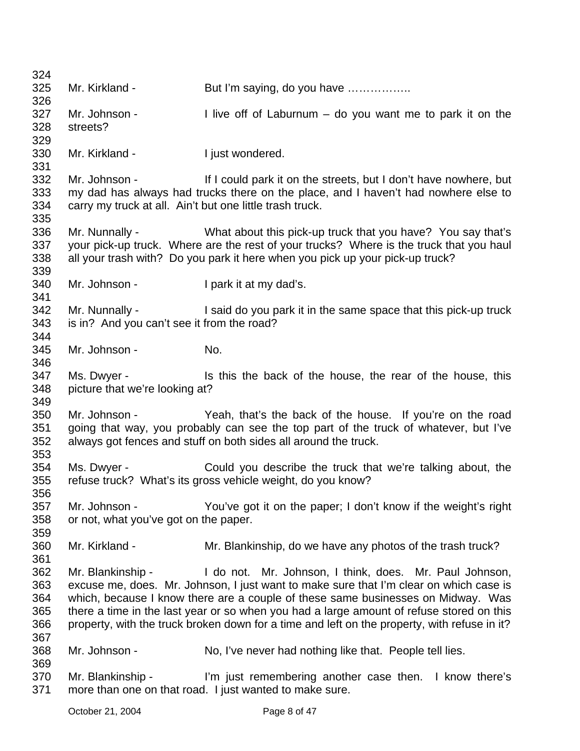Mr. Kirkland - But I'm saying, do you have ……………..

Mr. Johnson - I live off of Laburnum – do you want me to park it on the streets?

Mr. Kirkland - I just wondered.

Mr. Johnson - If I could park it on the streets, but I don't have nowhere, but my dad has always had trucks there on the place, and I haven't had nowhere else to carry my truck at all. Ain't but one little trash truck.

Mr. Nunnally - What about this pick-up truck that you have? You say that's your pick-up truck. Where are the rest of your trucks? Where is the truck that you haul all your trash with? Do you park it here when you pick up your pick-up truck?

Mr. Johnson - I park it at my dad's.

Mr. Nunnally - I said do you park it in the same space that this pick-up truck is in? And you can't see it from the road?

Mr. Johnson - No.

Ms. Dwyer - Is this the back of the house, the rear of the house, this picture that we're looking at?

Mr. Johnson - Yeah, that's the back of the house. If you're on the road going that way, you probably can see the top part of the truck of whatever, but I've always got fences and stuff on both sides all around the truck.

Ms. Dwyer - Could you describe the truck that we're talking about, the refuse truck? What's its gross vehicle weight, do you know?

Mr. Johnson - You've got it on the paper; I don't know if the weight's right or not, what you've got on the paper.

Mr. Kirkland - Mr. Blankinship, do we have any photos of the trash truck?

Mr. Blankinship - I do not. Mr. Johnson, I think, does. Mr. Paul Johnson, excuse me, does. Mr. Johnson, I just want to make sure that I'm clear on which case is which, because I know there are a couple of these same businesses on Midway. Was there a time in the last year or so when you had a large amount of refuse stored on this property, with the truck broken down for a time and left on the property, with refuse in it?

Mr. Johnson - No, I've never had nothing like that. People tell lies.

Mr. Blankinship - I'm just remembering another case then. I know there's more than one on that road. I just wanted to make sure.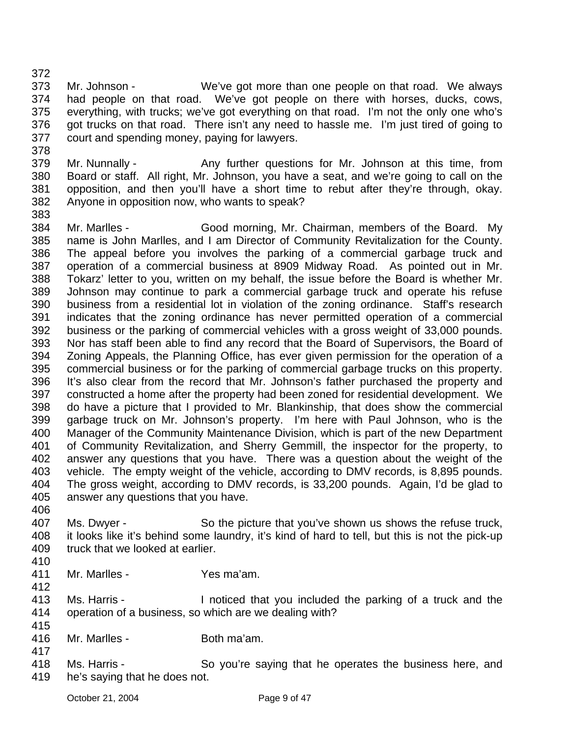Mr. Johnson - We've got more than one people on that road. We always had people on that road. We've got people on there with horses, ducks, cows, everything, with trucks; we've got everything on that road. I'm not the only one who's got trucks on that road. There isn't any need to hassle me. I'm just tired of going to court and spending money, paying for lawyers.

Mr. Nunnally - Any further questions for Mr. Johnson at this time, from Board or staff. All right, Mr. Johnson, you have a seat, and we're going to call on the opposition, and then you'll have a short time to rebut after they're through, okay. Anyone in opposition now, who wants to speak?

Mr. Marlles - Good morning, Mr. Chairman, members of the Board. My name is John Marlles, and I am Director of Community Revitalization for the County. The appeal before you involves the parking of a commercial garbage truck and operation of a commercial business at 8909 Midway Road. As pointed out in Mr. Tokarz' letter to you, written on my behalf, the issue before the Board is whether Mr. Johnson may continue to park a commercial garbage truck and operate his refuse business from a residential lot in violation of the zoning ordinance. Staff's research indicates that the zoning ordinance has never permitted operation of a commercial business or the parking of commercial vehicles with a gross weight of 33,000 pounds. Nor has staff been able to find any record that the Board of Supervisors, the Board of Zoning Appeals, the Planning Office, has ever given permission for the operation of a commercial business or for the parking of commercial garbage trucks on this property. It's also clear from the record that Mr. Johnson's father purchased the property and constructed a home after the property had been zoned for residential development. We do have a picture that I provided to Mr. Blankinship, that does show the commercial garbage truck on Mr. Johnson's property. I'm here with Paul Johnson, who is the Manager of the Community Maintenance Division, which is part of the new Department of Community Revitalization, and Sherry Gemmill, the inspector for the property, to answer any questions that you have. There was a question about the weight of the vehicle. The empty weight of the vehicle, according to DMV records, is 8,895 pounds. The gross weight, according to DMV records, is 33,200 pounds. Again, I'd be glad to answer any questions that you have.

Ms. Dwyer - So the picture that you've shown us shows the refuse truck, it looks like it's behind some laundry, it's kind of hard to tell, but this is not the pick-up truck that we looked at earlier.

Mr. Marlles - Yes ma'am.

Ms. Harris - I noticed that you included the parking of a truck and the operation of a business, so which are we dealing with?

Mr. Marlles - Both ma'am.

Ms. Harris - So you're saying that he operates the business here, and he's saying that he does not.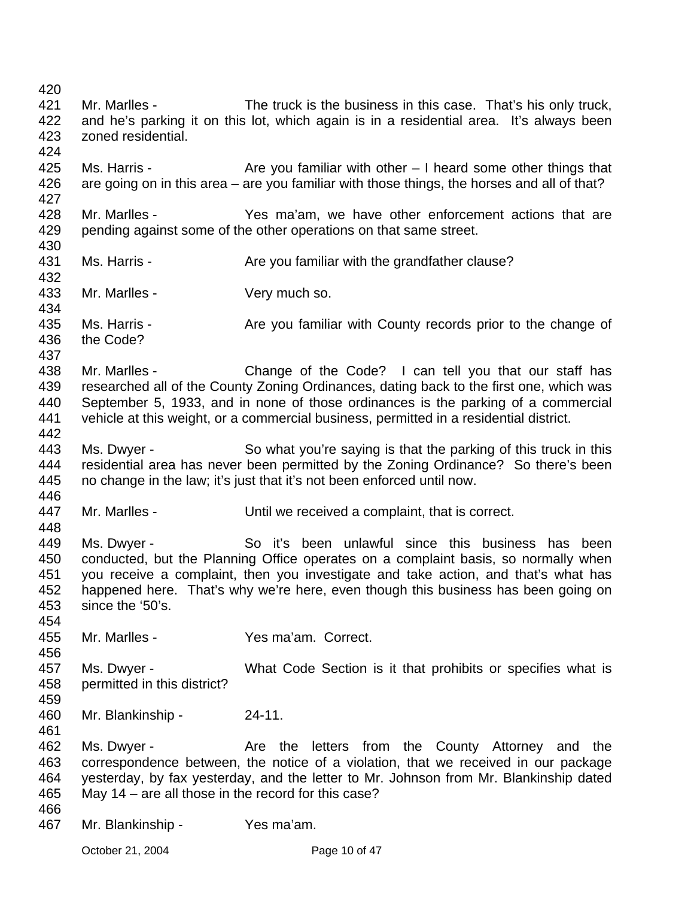Mr. Marlles - The truck is the business in this case. That's his only truck, and he's parking it on this lot, which again is in a residential area. It's always been zoned residential.

Ms. Harris - Are you familiar with other – I heard some other things that are going on in this area – are you familiar with those things, the horses and all of that?

Mr. Marlles - Yes ma'am, we have other enforcement actions that are pending against some of the other operations on that same street.

Ms. Harris - Are you familiar with the grandfather clause?

Mr. Marlles - Very much so.

Ms. Harris - Are you familiar with County records prior to the change of the Code?

Mr. Marlles - Change of the Code? I can tell you that our staff has researched all of the County Zoning Ordinances, dating back to the first one, which was September 5, 1933, and in none of those ordinances is the parking of a commercial vehicle at this weight, or a commercial business, permitted in a residential district.

Ms. Dwyer - So what you're saying is that the parking of this truck in this residential area has never been permitted by the Zoning Ordinance? So there's been no change in the law; it's just that it's not been enforced until now.

Mr. Marlles - Until we received a complaint, that is correct.

Ms. Dwyer - So it's been unlawful since this business has been conducted, but the Planning Office operates on a complaint basis, so normally when you receive a complaint, then you investigate and take action, and that's what has happened here. That's why we're here, even though this business has been going on since the '50's.

Mr. Marlles - Yes ma'am. Correct.

Ms. Dwyer - What Code Section is it that prohibits or specifies what is permitted in this district?

Mr. Blankinship - 24-11.

Ms. Dwyer - Are the letters from the County Attorney and the correspondence between, the notice of a violation, that we received in our package yesterday, by fax yesterday, and the letter to Mr. Johnson from Mr. Blankinship dated May 14 – are all those in the record for this case?

Mr. Blankinship - Yes ma'am.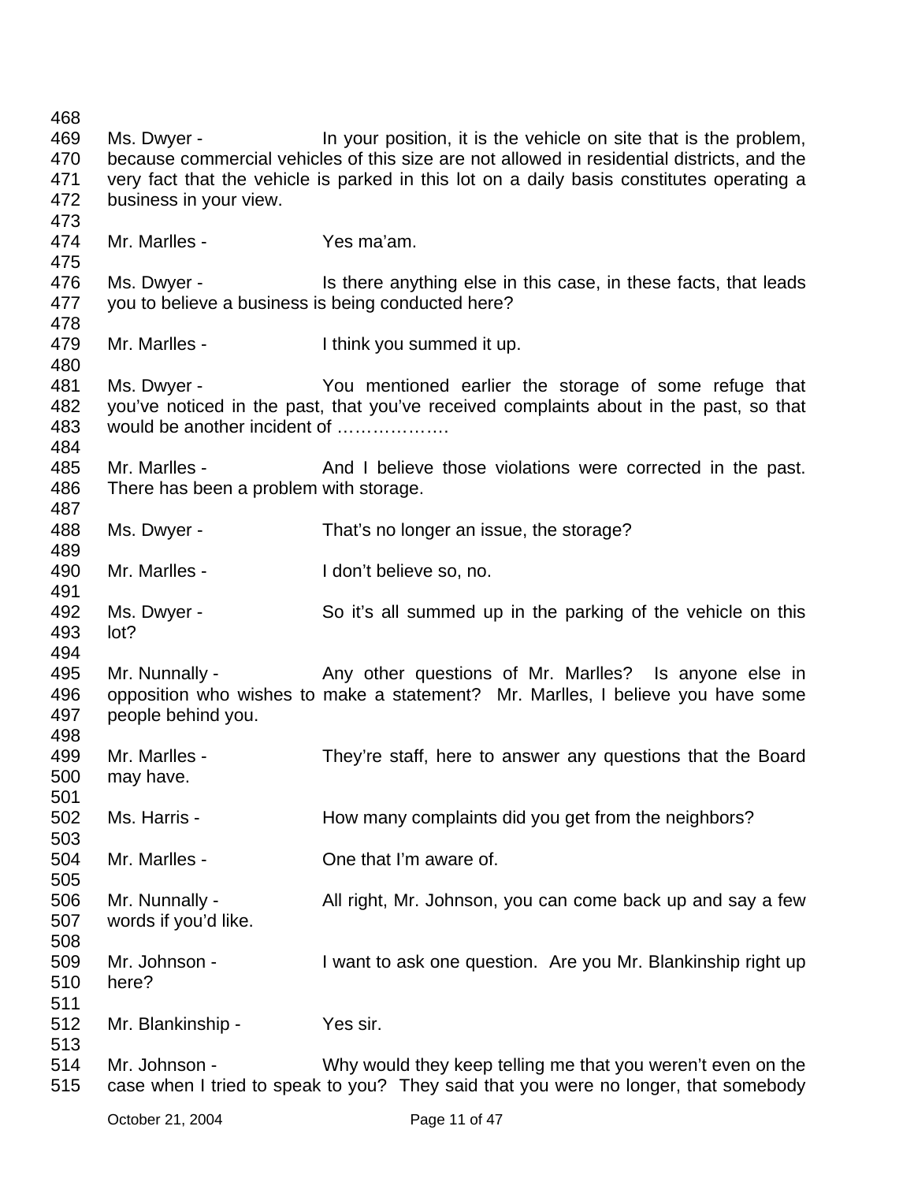Ms. Dwyer - In your position, it is the vehicle on site that is the problem, because commercial vehicles of this size are not allowed in residential districts, and the very fact that the vehicle is parked in this lot on a daily basis constitutes operating a business in your view.

Mr. Marlles - Yes ma'am.

Ms. Dwyer - Is there anything else in this case, in these facts, that leads you to believe a business is being conducted here?

Mr. Marlles - I think you summed it up.

Ms. Dwyer - You mentioned earlier the storage of some refuge that you've noticed in the past, that you've received complaints about in the past, so that would be another incident of ……………….

Mr. Marlles - And I believe those violations were corrected in the past. There has been a problem with storage.

Ms. Dwyer - That's no longer an issue, the storage?

Mr. Marlles - I don't believe so, no.

Ms. Dwyer - So it's all summed up in the parking of the vehicle on this lot?

Mr. Nunnally - Any other questions of Mr. Marlles? Is anyone else in opposition who wishes to make a statement? Mr. Marlles, I believe you have some people behind you.

Mr. Marlles - They're staff, here to answer any questions that the Board may have.

Ms. Harris - How many complaints did you get from the neighbors?

Mr. Marlles - One that I'm aware of.

Mr. Nunnally - All right, Mr. Johnson, you can come back up and say a few words if you'd like.

Mr. Johnson - I want to ask one question. Are you Mr. Blankinship right up here?

Mr. Blankinship - Yes sir.

Mr. Johnson - Why would they keep telling me that you weren't even on the case when I tried to speak to you? They said that you were no longer, that somebody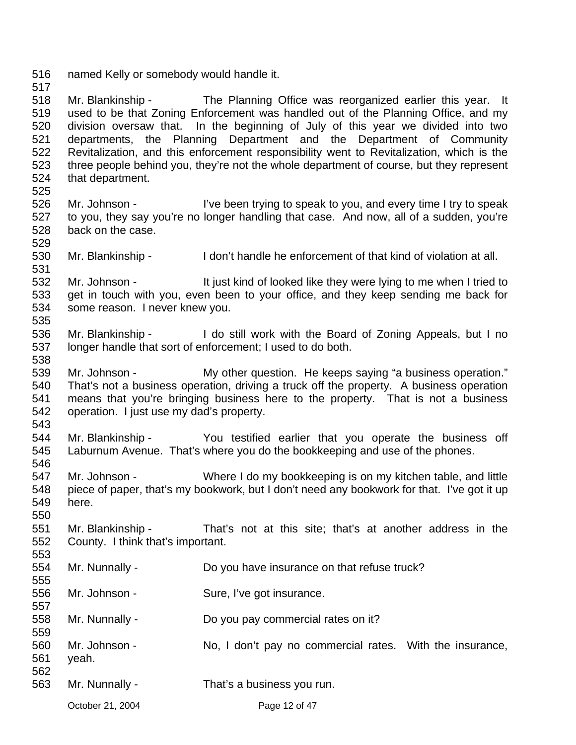named Kelly or somebody would handle it.

Mr. Blankinship - The Planning Office was reorganized earlier this year. It used to be that Zoning Enforcement was handled out of the Planning Office, and my division oversaw that. In the beginning of July of this year we divided into two departments, the Planning Department and the Department of Community Revitalization, and this enforcement responsibility went to Revitalization, which is the three people behind you, they're not the whole department of course, but they represent that department.

Mr. Johnson - I've been trying to speak to you, and every time I try to speak to you, they say you're no longer handling that case. And now, all of a sudden, you're back on the case.

Mr. Blankinship - I don't handle he enforcement of that kind of violation at all.

Mr. Johnson - It just kind of looked like they were lying to me when I tried to get in touch with you, even been to your office, and they keep sending me back for some reason. I never knew you.

Mr. Blankinship - I do still work with the Board of Zoning Appeals, but I no longer handle that sort of enforcement; I used to do both.

Mr. Johnson - My other question. He keeps saying "a business operation." That's not a business operation, driving a truck off the property. A business operation means that you're bringing business here to the property. That is not a business operation. I just use my dad's property.

Mr. Blankinship - You testified earlier that you operate the business off Laburnum Avenue. That's where you do the bookkeeping and use of the phones.

Mr. Johnson - Where I do my bookkeeping is on my kitchen table, and little piece of paper, that's my bookwork, but I don't need any bookwork for that. I've got it up here.

Mr. Blankinship - That's not at this site; that's at another address in the County. I think that's important.

Mr. Nunnally - Do you have insurance on that refuse truck?

Mr. Johnson - Sure, I've got insurance.

Mr. Nunnally - Do you pay commercial rates on it?

Mr. Johnson - No, I don't pay no commercial rates. With the insurance, yeah.

Mr. Nunnally - That's a business you run.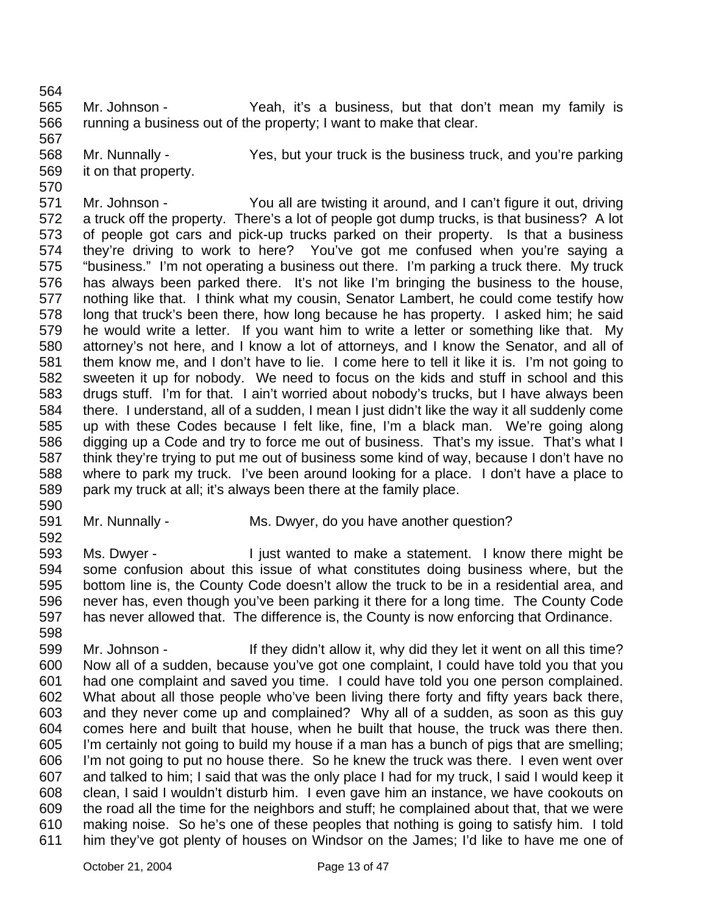Mr. Johnson - Yeah, it's a business, but that don't mean my family is running a business out of the property; I want to make that clear.

Mr. Nunnally - Yes, but your truck is the business truck, and you're parking it on that property.

Mr. Johnson - You all are twisting it around, and I can't figure it out, driving a truck off the property. There's a lot of people got dump trucks, is that business? A lot of people got cars and pick-up trucks parked on their property. Is that a business they're driving to work to here? You've got me confused when you're saying a "business." I'm not operating a business out there. I'm parking a truck there. My truck has always been parked there. It's not like I'm bringing the business to the house, nothing like that. I think what my cousin, Senator Lambert, he could come testify how long that truck's been there, how long because he has property. I asked him; he said he would write a letter. If you want him to write a letter or something like that. My attorney's not here, and I know a lot of attorneys, and I know the Senator, and all of them know me, and I don't have to lie. I come here to tell it like it is. I'm not going to sweeten it up for nobody. We need to focus on the kids and stuff in school and this drugs stuff. I'm for that. I ain't worried about nobody's trucks, but I have always been there. I understand, all of a sudden, I mean I just didn't like the way it all suddenly come up with these Codes because I felt like, fine, I'm a black man. We're going along digging up a Code and try to force me out of business. That's my issue. That's what I think they're trying to put me out of business some kind of way, because I don't have no where to park my truck. I've been around looking for a place. I don't have a place to park my truck at all; it's always been there at the family place.

Mr. Nunnally - Ms. Dwyer, do you have another question?

Ms. Dwyer - I just wanted to make a statement. I know there might be some confusion about this issue of what constitutes doing business where, but the bottom line is, the County Code doesn't allow the truck to be in a residential area, and never has, even though you've been parking it there for a long time. The County Code has never allowed that. The difference is, the County is now enforcing that Ordinance.

Mr. Johnson - If they didn't allow it, why did they let it went on all this time? Now all of a sudden, because you've got one complaint, I could have told you that you had one complaint and saved you time. I could have told you one person complained. What about all those people who've been living there forty and fifty years back there, and they never come up and complained? Why all of a sudden, as soon as this guy comes here and built that house, when he built that house, the truck was there then. I'm certainly not going to build my house if a man has a bunch of pigs that are smelling; I'm not going to put no house there. So he knew the truck was there. I even went over and talked to him; I said that was the only place I had for my truck, I said I would keep it clean, I said I wouldn't disturb him. I even gave him an instance, we have cookouts on the road all the time for the neighbors and stuff; he complained about that, that we were making noise. So he's one of these peoples that nothing is going to satisfy him. I told him they've got plenty of houses on Windsor on the James; I'd like to have me one of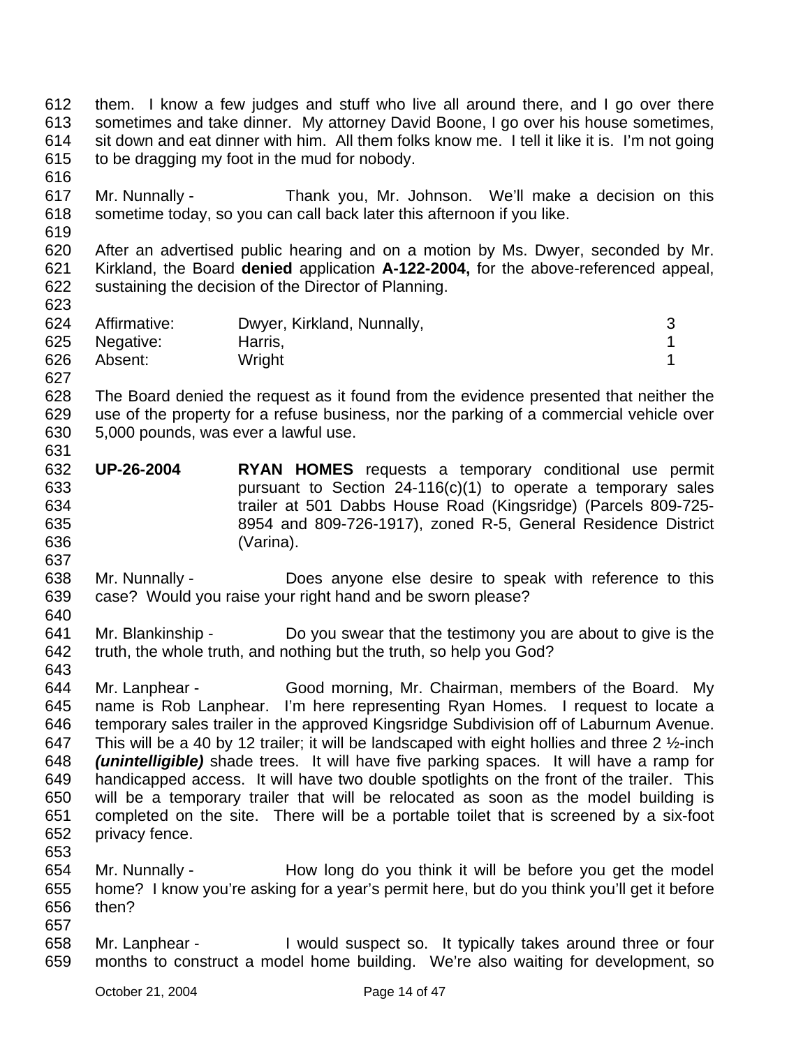them. I know a few judges and stuff who live all around there, and I go over there sometimes and take dinner. My attorney David Boone, I go over his house sometimes, sit down and eat dinner with him. All them folks know me. I tell it like it is. I'm not going to be dragging my foot in the mud for nobody.

Mr. Nunnally - Thank you, Mr. Johnson. We'll make a decision on this sometime today, so you can call back later this afternoon if you like.

After an advertised public hearing and on a motion by Ms. Dwyer, seconded by Mr. Kirkland, the Board **denied** application **A-122-2004,** for the above-referenced appeal, sustaining the decision of the Director of Planning.

| | | |
|---|---|---|
| Affirmative: | Dwyer, Kirkland, Nunnally, | 3 |
| Negative: | Harris, | 1 |
| Absent: | Wright | 1 |

The Board denied the request as it found from the evidence presented that neither the use of the property for a refuse business, nor the parking of a commercial vehicle over 5,000 pounds, was ever a lawful use.

**UP-26-2004** **RYAN HOMES** requests a temporary conditional use permit pursuant to Section 24-116(c)(1) to operate a temporary sales trailer at 501 Dabbs House Road (Kingsridge) (Parcels 809-725-8954 and 809-726-1917), zoned R-5, General Residence District (Varina).

Mr. Nunnally - Does anyone else desire to speak with reference to this case? Would you raise your right hand and be sworn please?

Mr. Blankinship - Do you swear that the testimony you are about to give is the truth, the whole truth, and nothing but the truth, so help you God?

Mr. Lanphear - Good morning, Mr. Chairman, members of the Board. My name is Rob Lanphear. I'm here representing Ryan Homes. I request to locate a temporary sales trailer in the approved Kingsridge Subdivision off of Laburnum Avenue. This will be a 40 by 12 trailer; it will be landscaped with eight hollies and three 2 ½-inch ***(unintelligible)*** shade trees. It will have five parking spaces. It will have a ramp for handicapped access. It will have two double spotlights on the front of the trailer. This will be a temporary trailer that will be relocated as soon as the model building is completed on the site. There will be a portable toilet that is screened by a six-foot privacy fence.

Mr. Nunnally - How long do you think it will be before you get the model home? I know you're asking for a year's permit here, but do you think you'll get it before then?

Mr. Lanphear - I would suspect so. It typically takes around three or four months to construct a model home building. We're also waiting for development, so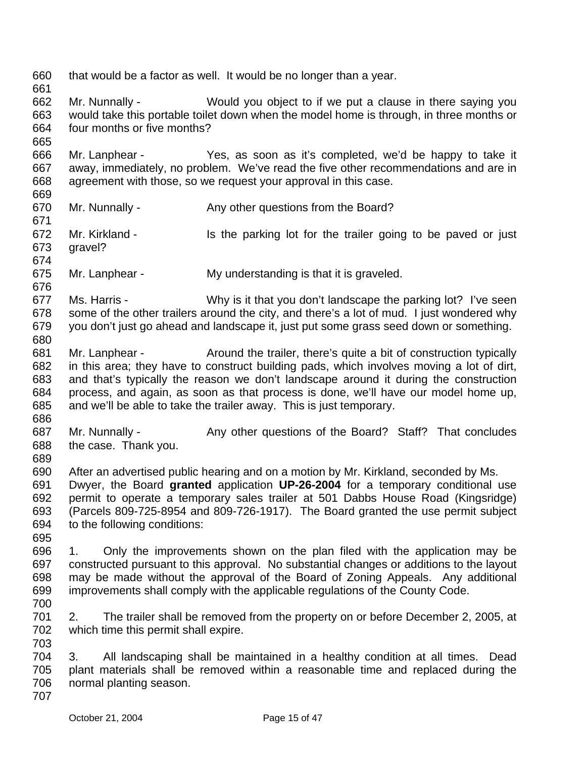that would be a factor as well. It would be no longer than a year.

Mr. Nunnally - Would you object to if we put a clause in there saying you would take this portable toilet down when the model home is through, in three months or four months or five months?

Mr. Lanphear - Yes, as soon as it's completed, we'd be happy to take it away, immediately, no problem. We've read the five other recommendations and are in agreement with those, so we request your approval in this case.

Mr. Nunnally - Any other questions from the Board?

Mr. Kirkland - Is the parking lot for the trailer going to be paved or just gravel?

Mr. Lanphear - My understanding is that it is graveled.

Ms. Harris - Why is it that you don't landscape the parking lot? I've seen some of the other trailers around the city, and there's a lot of mud. I just wondered why you don't just go ahead and landscape it, just put some grass seed down or something.

Mr. Lanphear - Around the trailer, there's quite a bit of construction typically in this area; they have to construct building pads, which involves moving a lot of dirt, and that's typically the reason we don't landscape around it during the construction process, and again, as soon as that process is done, we'll have our model home up, and we'll be able to take the trailer away. This is just temporary.

Mr. Nunnally - Any other questions of the Board? Staff? That concludes the case. Thank you.

After an advertised public hearing and on a motion by Mr. Kirkland, seconded by Ms. Dwyer, the Board **granted** application **UP-26-2004** for a temporary conditional use permit to operate a temporary sales trailer at 501 Dabbs House Road (Kingsridge) (Parcels 809-725-8954 and 809-726-1917). The Board granted the use permit subject to the following conditions:

1. Only the improvements shown on the plan filed with the application may be constructed pursuant to this approval. No substantial changes or additions to the layout may be made without the approval of the Board of Zoning Appeals. Any additional improvements shall comply with the applicable regulations of the County Code.

2. The trailer shall be removed from the property on or before December 2, 2005, at which time this permit shall expire.

3. All landscaping shall be maintained in a healthy condition at all times. Dead plant materials shall be removed within a reasonable time and replaced during the normal planting season.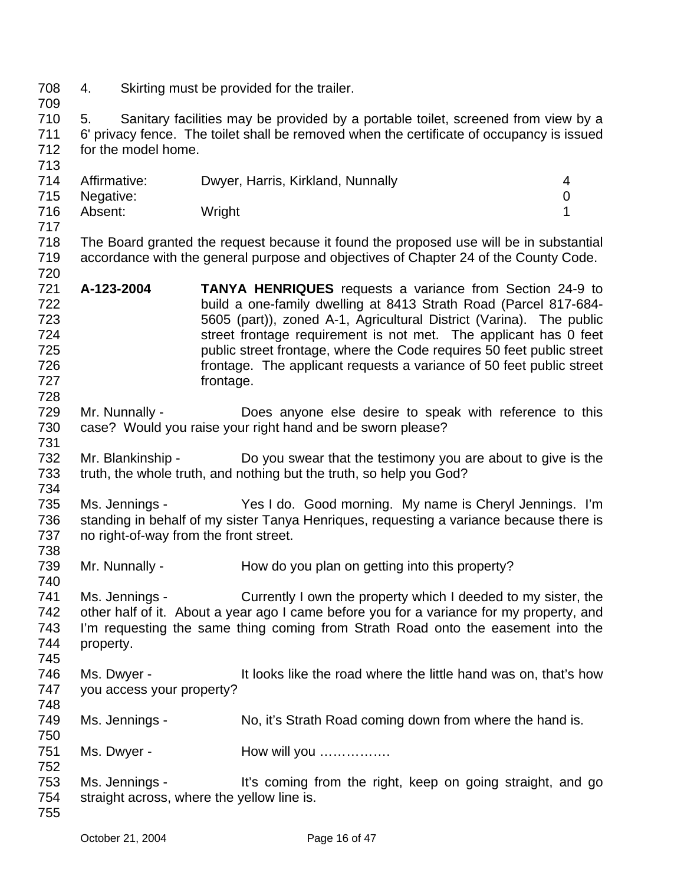4. Skirting must be provided for the trailer.

5. Sanitary facilities may be provided by a portable toilet, screened from view by a 6' privacy fence. The toilet shall be removed when the certificate of occupancy is issued for the model home.

| | | |
|---|---|---|
| Affirmative: | Dwyer, Harris, Kirkland, Nunnally | 4 |
| Negative: | | 0 |
| Absent: | Wright | 1 |

The Board granted the request because it found the proposed use will be in substantial accordance with the general purpose and objectives of Chapter 24 of the County Code.

**A-123-2004** **TANYA HENRIQUES** requests a variance from Section 24-9 to build a one-family dwelling at 8413 Strath Road (Parcel 817-684-5605 (part)), zoned A-1, Agricultural District (Varina). The public street frontage requirement is not met. The applicant has 0 feet public street frontage, where the Code requires 50 feet public street frontage. The applicant requests a variance of 50 feet public street frontage.

Mr. Nunnally - Does anyone else desire to speak with reference to this case? Would you raise your right hand and be sworn please?

Mr. Blankinship - Do you swear that the testimony you are about to give is the truth, the whole truth, and nothing but the truth, so help you God?

Ms. Jennings - Yes I do. Good morning. My name is Cheryl Jennings. I'm standing in behalf of my sister Tanya Henriques, requesting a variance because there is no right-of-way from the front street.

Mr. Nunnally - How do you plan on getting into this property?

Ms. Jennings - Currently I own the property which I deeded to my sister, the other half of it. About a year ago I came before you for a variance for my property, and I'm requesting the same thing coming from Strath Road onto the easement into the property.

Ms. Dwyer - It looks like the road where the little hand was on, that's how you access your property?

Ms. Jennings - No, it's Strath Road coming down from where the hand is.

Ms. Dwyer - How will you …………….

Ms. Jennings - It's coming from the right, keep on going straight, and go straight across, where the yellow line is.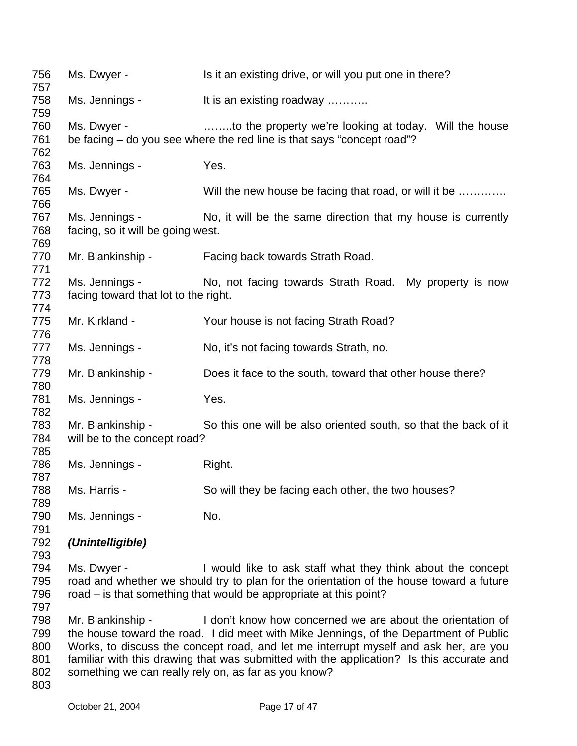Ms. Dwyer - Is it an existing drive, or will you put one in there?

Ms. Jennings - It is an existing roadway ………..

Ms. Dwyer - ……..to the property we're looking at today. Will the house be facing – do you see where the red line is that says "concept road"?

Ms. Jennings - Yes.

Ms. Dwyer - Will the new house be facing that road, or will it be ………….

Ms. Jennings - No, it will be the same direction that my house is currently facing, so it will be going west.

Mr. Blankinship - Facing back towards Strath Road.

Ms. Jennings - No, not facing towards Strath Road. My property is now facing toward that lot to the right.

Mr. Kirkland - Your house is not facing Strath Road?

Ms. Jennings - No, it's not facing towards Strath, no.

Mr. Blankinship - Does it face to the south, toward that other house there?

Ms. Jennings - Yes.

Mr. Blankinship - So this one will be also oriented south, so that the back of it will be to the concept road?

Ms. Jennings - Right.

Ms. Harris - So will they be facing each other, the two houses?

Ms. Jennings - No.

***(Unintelligible)***

Ms. Dwyer - I would like to ask staff what they think about the concept road and whether we should try to plan for the orientation of the house toward a future road – is that something that would be appropriate at this point?

Mr. Blankinship - I don't know how concerned we are about the orientation of the house toward the road. I did meet with Mike Jennings, of the Department of Public Works, to discuss the concept road, and let me interrupt myself and ask her, are you familiar with this drawing that was submitted with the application? Is this accurate and something we can really rely on, as far as you know?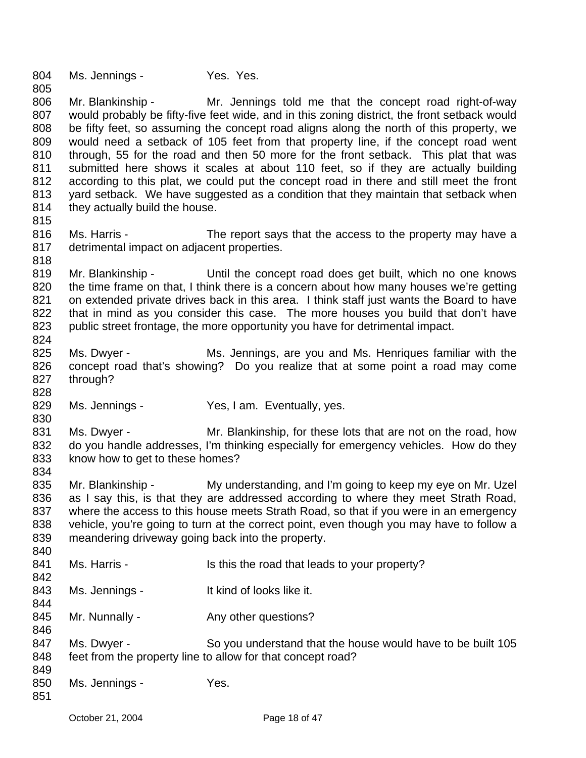Ms. Jennings - Yes. Yes.

Mr. Blankinship - Mr. Jennings told me that the concept road right-of-way would probably be fifty-five feet wide, and in this zoning district, the front setback would be fifty feet, so assuming the concept road aligns along the north of this property, we would need a setback of 105 feet from that property line, if the concept road went through, 55 for the road and then 50 more for the front setback. This plat that was submitted here shows it scales at about 110 feet, so if they are actually building according to this plat, we could put the concept road in there and still meet the front yard setback. We have suggested as a condition that they maintain that setback when they actually build the house.

Ms. Harris - The report says that the access to the property may have a detrimental impact on adjacent properties.

Mr. Blankinship - Until the concept road does get built, which no one knows the time frame on that, I think there is a concern about how many houses we're getting on extended private drives back in this area. I think staff just wants the Board to have that in mind as you consider this case. The more houses you build that don't have public street frontage, the more opportunity you have for detrimental impact.

Ms. Dwyer - Ms. Jennings, are you and Ms. Henriques familiar with the concept road that's showing? Do you realize that at some point a road may come through?

Ms. Jennings - Yes, I am. Eventually, yes.

Ms. Dwyer - Mr. Blankinship, for these lots that are not on the road, how do you handle addresses, I'm thinking especially for emergency vehicles. How do they know how to get to these homes?

Mr. Blankinship - My understanding, and I'm going to keep my eye on Mr. Uzel as I say this, is that they are addressed according to where they meet Strath Road, where the access to this house meets Strath Road, so that if you were in an emergency vehicle, you're going to turn at the correct point, even though you may have to follow a meandering driveway going back into the property.

Ms. Harris - Is this the road that leads to your property?

Ms. Jennings - It kind of looks like it.

Mr. Nunnally - Any other questions?

Ms. Dwyer - So you understand that the house would have to be built 105 feet from the property line to allow for that concept road?

Ms. Jennings - Yes.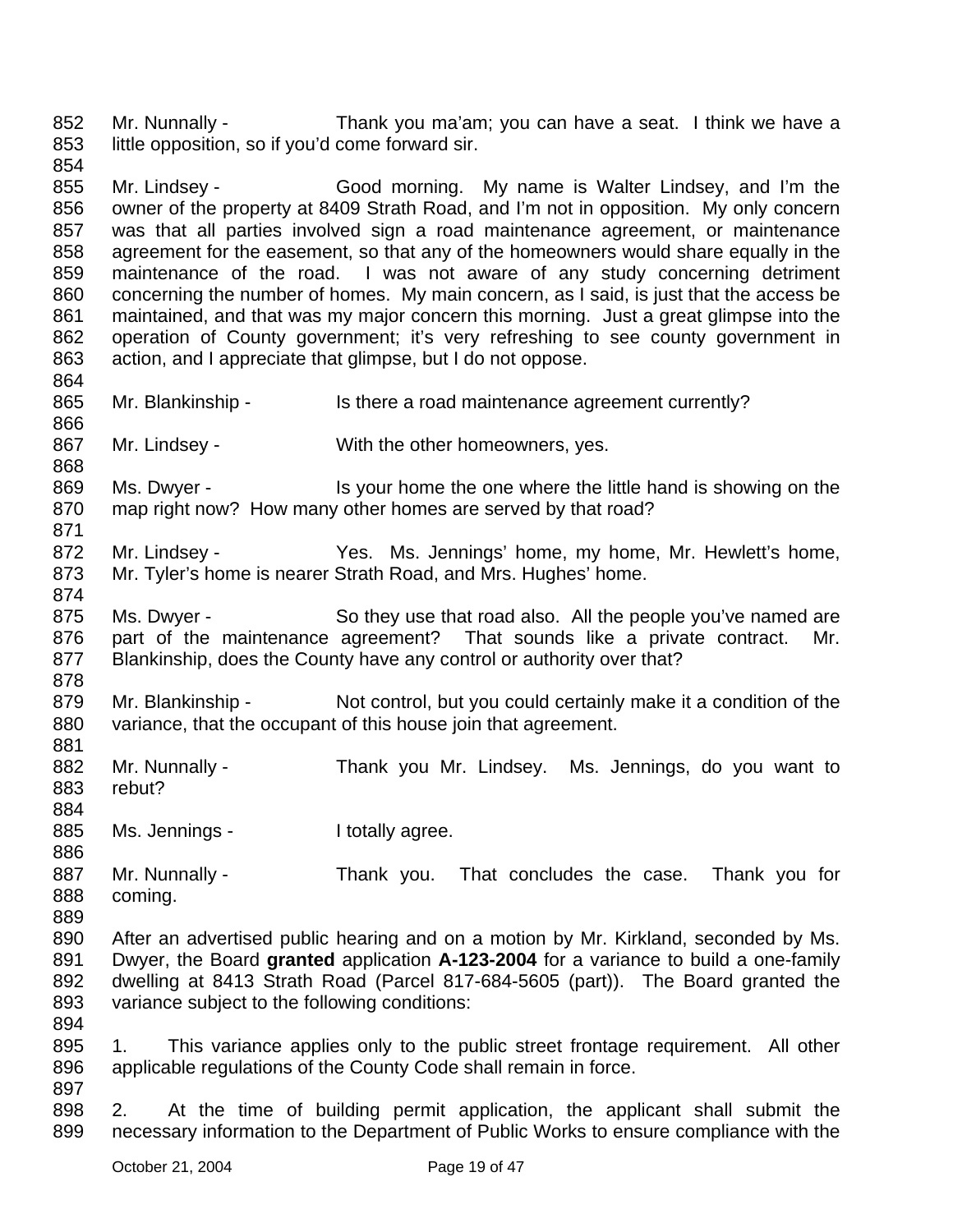Mr. Nunnally - Thank you ma'am; you can have a seat. I think we have a little opposition, so if you'd come forward sir.

Mr. Lindsey - Good morning. My name is Walter Lindsey, and I'm the owner of the property at 8409 Strath Road, and I'm not in opposition. My only concern was that all parties involved sign a road maintenance agreement, or maintenance agreement for the easement, so that any of the homeowners would share equally in the maintenance of the road. I was not aware of any study concerning detriment concerning the number of homes. My main concern, as I said, is just that the access be maintained, and that was my major concern this morning. Just a great glimpse into the operation of County government; it's very refreshing to see county government in action, and I appreciate that glimpse, but I do not oppose.

Mr. Blankinship - Is there a road maintenance agreement currently?

Mr. Lindsey - With the other homeowners, yes.

Ms. Dwyer - Is your home the one where the little hand is showing on the map right now? How many other homes are served by that road?

Mr. Lindsey - Yes. Ms. Jennings' home, my home, Mr. Hewlett's home, Mr. Tyler's home is nearer Strath Road, and Mrs. Hughes' home.

Ms. Dwyer - So they use that road also. All the people you've named are part of the maintenance agreement? That sounds like a private contract. Mr. Blankinship, does the County have any control or authority over that?

Mr. Blankinship - Not control, but you could certainly make it a condition of the variance, that the occupant of this house join that agreement.

Mr. Nunnally - Thank you Mr. Lindsey. Ms. Jennings, do you want to rebut?

Ms. Jennings - I totally agree.

Mr. Nunnally - Thank you. That concludes the case. Thank you for coming.

After an advertised public hearing and on a motion by Mr. Kirkland, seconded by Ms. Dwyer, the Board **granted** application **A-123-2004** for a variance to build a one-family dwelling at 8413 Strath Road (Parcel 817-684-5605 (part)). The Board granted the variance subject to the following conditions:

1. This variance applies only to the public street frontage requirement. All other applicable regulations of the County Code shall remain in force.

2. At the time of building permit application, the applicant shall submit the necessary information to the Department of Public Works to ensure compliance with the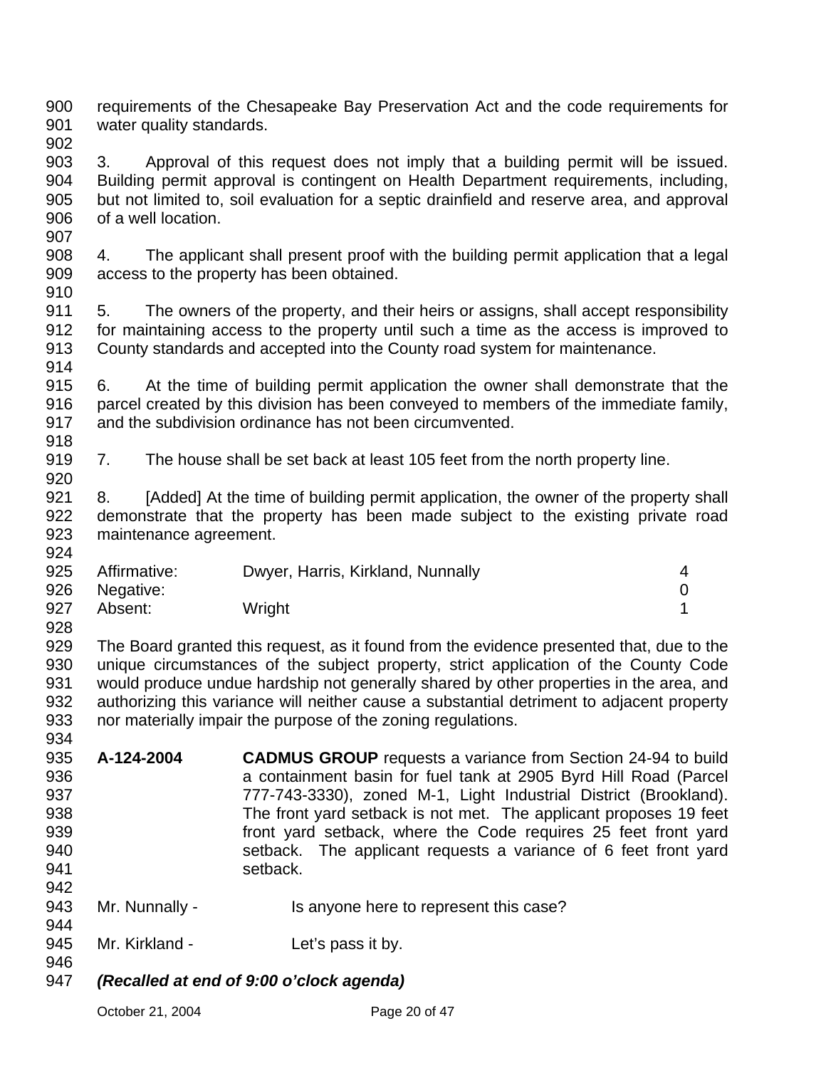requirements of the Chesapeake Bay Preservation Act and the code requirements for water quality standards.

3. Approval of this request does not imply that a building permit will be issued. Building permit approval is contingent on Health Department requirements, including, but not limited to, soil evaluation for a septic drainfield and reserve area, and approval of a well location.

4. The applicant shall present proof with the building permit application that a legal access to the property has been obtained.

5. The owners of the property, and their heirs or assigns, shall accept responsibility for maintaining access to the property until such a time as the access is improved to County standards and accepted into the County road system for maintenance.

6. At the time of building permit application the owner shall demonstrate that the parcel created by this division has been conveyed to members of the immediate family, and the subdivision ordinance has not been circumvented.

7. The house shall be set back at least 105 feet from the north property line.

8. [Added] At the time of building permit application, the owner of the property shall demonstrate that the property has been made subject to the existing private road maintenance agreement.

| | | |
|---|---|---|
| Affirmative: | Dwyer, Harris, Kirkland, Nunnally | 4 |
| Negative: | | 0 |
| Absent: | Wright | 1 |

The Board granted this request, as it found from the evidence presented that, due to the unique circumstances of the subject property, strict application of the County Code would produce undue hardship not generally shared by other properties in the area, and authorizing this variance will neither cause a substantial detriment to adjacent property nor materially impair the purpose of the zoning regulations.

**A-124-2004** **CADMUS GROUP** requests a variance from Section 24-94 to build a containment basin for fuel tank at 2905 Byrd Hill Road (Parcel 777-743-3330), zoned M-1, Light Industrial District (Brookland). The front yard setback is not met. The applicant proposes 19 feet front yard setback, where the Code requires 25 feet front yard setback. The applicant requests a variance of 6 feet front yard setback.

Mr. Nunnally - Is anyone here to represent this case?

Mr. Kirkland - Let's pass it by.

***(Recalled at end of 9:00 o'clock agenda)***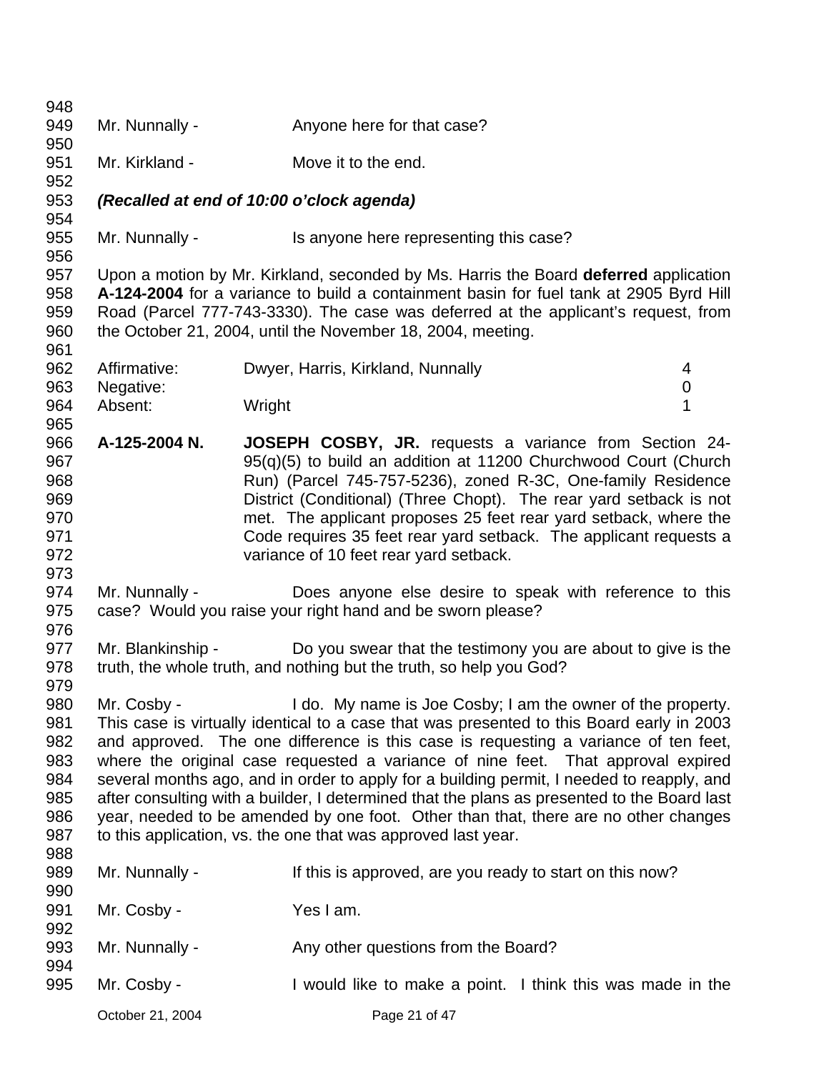Mr. Nunnally - Anyone here for that case?

Mr. Kirkland - Move it to the end.

***(Recalled at end of 10:00 o'clock agenda)***

Mr. Nunnally - Is anyone here representing this case?

Upon a motion by Mr. Kirkland, seconded by Ms. Harris the Board **deferred** application **A-124-2004** for a variance to build a containment basin for fuel tank at 2905 Byrd Hill Road (Parcel 777-743-3330). The case was deferred at the applicant's request, from the October 21, 2004, until the November 18, 2004, meeting.

| | | |
|---|---|---|
| Affirmative: | Dwyer, Harris, Kirkland, Nunnally | 4 |
| Negative: | | 0 |
| Absent: | Wright | 1 |

**A-125-2004 N.** **JOSEPH COSBY, JR.** requests a variance from Section 24-95(q)(5) to build an addition at 11200 Churchwood Court (Church Run) (Parcel 745-757-5236), zoned R-3C, One-family Residence District (Conditional) (Three Chopt). The rear yard setback is not met. The applicant proposes 25 feet rear yard setback, where the Code requires 35 feet rear yard setback. The applicant requests a variance of 10 feet rear yard setback.

Mr. Nunnally - Does anyone else desire to speak with reference to this case? Would you raise your right hand and be sworn please?

Mr. Blankinship - Do you swear that the testimony you are about to give is the truth, the whole truth, and nothing but the truth, so help you God?

Mr. Cosby - I do. My name is Joe Cosby; I am the owner of the property. This case is virtually identical to a case that was presented to this Board early in 2003 and approved. The one difference is this case is requesting a variance of ten feet, where the original case requested a variance of nine feet. That approval expired several months ago, and in order to apply for a building permit, I needed to reapply, and after consulting with a builder, I determined that the plans as presented to the Board last year, needed to be amended by one foot. Other than that, there are no other changes to this application, vs. the one that was approved last year.

Mr. Nunnally - If this is approved, are you ready to start on this now?

Mr. Cosby - Yes I am.

Mr. Nunnally - Any other questions from the Board?

Mr. Cosby - I would like to make a point. I think this was made in the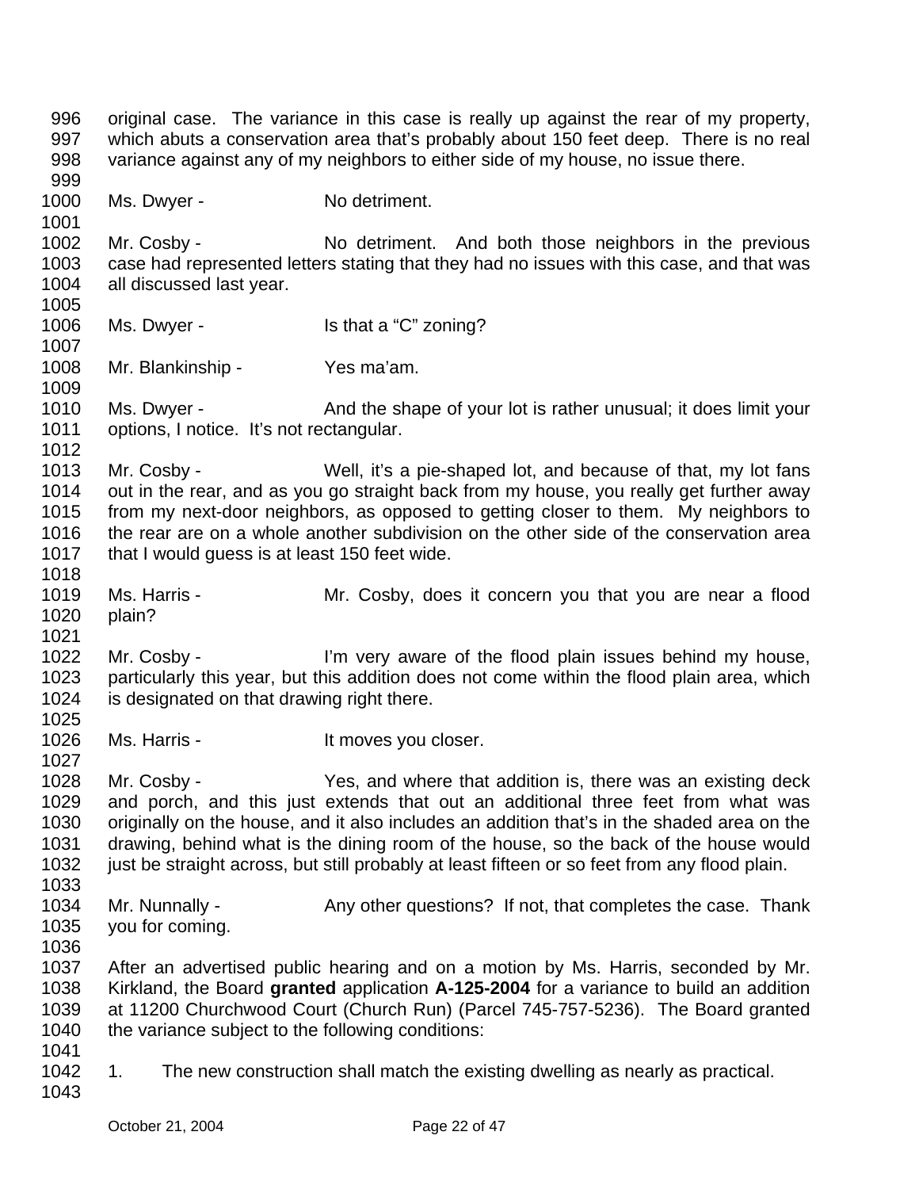original case. The variance in this case is really up against the rear of my property, which abuts a conservation area that's probably about 150 feet deep. There is no real variance against any of my neighbors to either side of my house, no issue there.

Ms. Dwyer - No detriment.

Mr. Cosby - No detriment. And both those neighbors in the previous case had represented letters stating that they had no issues with this case, and that was all discussed last year.

Ms. Dwyer - Is that a "C" zoning?

Mr. Blankinship - Yes ma'am.

Ms. Dwyer - And the shape of your lot is rather unusual; it does limit your options, I notice. It's not rectangular.

Mr. Cosby - Well, it's a pie-shaped lot, and because of that, my lot fans out in the rear, and as you go straight back from my house, you really get further away from my next-door neighbors, as opposed to getting closer to them. My neighbors to the rear are on a whole another subdivision on the other side of the conservation area that I would guess is at least 150 feet wide.

Ms. Harris - Mr. Cosby, does it concern you that you are near a flood plain?

Mr. Cosby - I'm very aware of the flood plain issues behind my house, particularly this year, but this addition does not come within the flood plain area, which is designated on that drawing right there.

Ms. Harris - It moves you closer.

Mr. Cosby - Yes, and where that addition is, there was an existing deck and porch, and this just extends that out an additional three feet from what was originally on the house, and it also includes an addition that's in the shaded area on the drawing, behind what is the dining room of the house, so the back of the house would just be straight across, but still probably at least fifteen or so feet from any flood plain.

Mr. Nunnally - Any other questions? If not, that completes the case. Thank you for coming.

After an advertised public hearing and on a motion by Ms. Harris, seconded by Mr. Kirkland, the Board **granted** application **A-125-2004** for a variance to build an addition at 11200 Churchwood Court (Church Run) (Parcel 745-757-5236). The Board granted the variance subject to the following conditions:

1. The new construction shall match the existing dwelling as nearly as practical.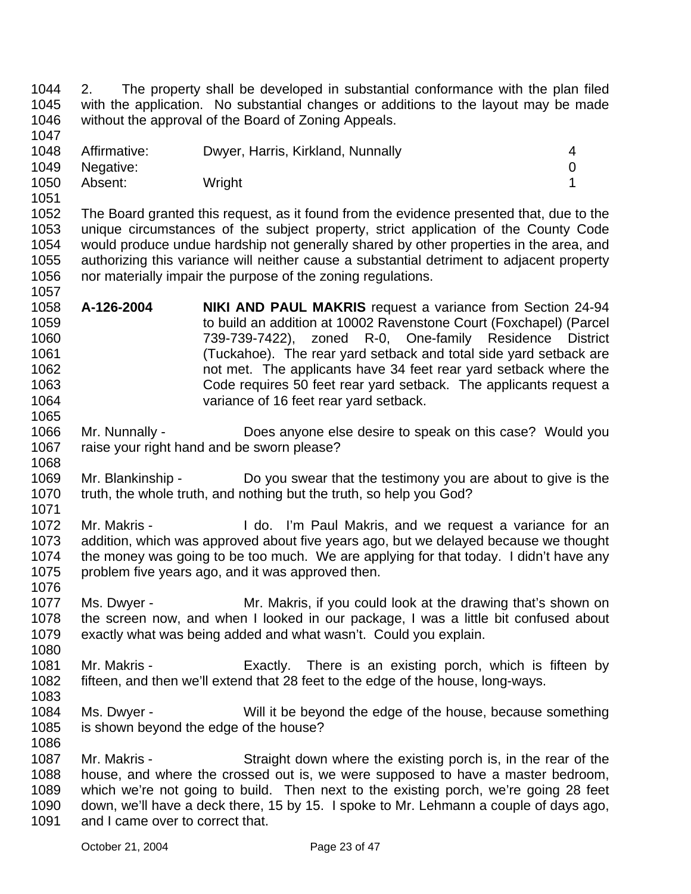2. The property shall be developed in substantial conformance with the plan filed with the application. No substantial changes or additions to the layout may be made without the approval of the Board of Zoning Appeals.

| | | |
|---|---|---|
| Affirmative: | Dwyer, Harris, Kirkland, Nunnally | 4 |
| Negative: | | 0 |
| Absent: | Wright | 1 |

The Board granted this request, as it found from the evidence presented that, due to the unique circumstances of the subject property, strict application of the County Code would produce undue hardship not generally shared by other properties in the area, and authorizing this variance will neither cause a substantial detriment to adjacent property nor materially impair the purpose of the zoning regulations.

**A-126-2004** **NIKI AND PAUL MAKRIS** request a variance from Section 24-94 to build an addition at 10002 Ravenstone Court (Foxchapel) (Parcel 739-739-7422), zoned R-0, One-family Residence District (Tuckahoe). The rear yard setback and total side yard setback are not met. The applicants have 34 feet rear yard setback where the Code requires 50 feet rear yard setback. The applicants request a variance of 16 feet rear yard setback.

Mr. Nunnally - Does anyone else desire to speak on this case? Would you raise your right hand and be sworn please?

Mr. Blankinship - Do you swear that the testimony you are about to give is the truth, the whole truth, and nothing but the truth, so help you God?

Mr. Makris - I do. I'm Paul Makris, and we request a variance for an addition, which was approved about five years ago, but we delayed because we thought the money was going to be too much. We are applying for that today. I didn't have any problem five years ago, and it was approved then.

Ms. Dwyer - Mr. Makris, if you could look at the drawing that's shown on the screen now, and when I looked in our package, I was a little bit confused about exactly what was being added and what wasn't. Could you explain.

Mr. Makris - Exactly. There is an existing porch, which is fifteen by fifteen, and then we'll extend that 28 feet to the edge of the house, long-ways.

Ms. Dwyer - Will it be beyond the edge of the house, because something is shown beyond the edge of the house?

Mr. Makris - Straight down where the existing porch is, in the rear of the house, and where the crossed out is, we were supposed to have a master bedroom, which we're not going to build. Then next to the existing porch, we're going 28 feet down, we'll have a deck there, 15 by 15. I spoke to Mr. Lehmann a couple of days ago, and I came over to correct that.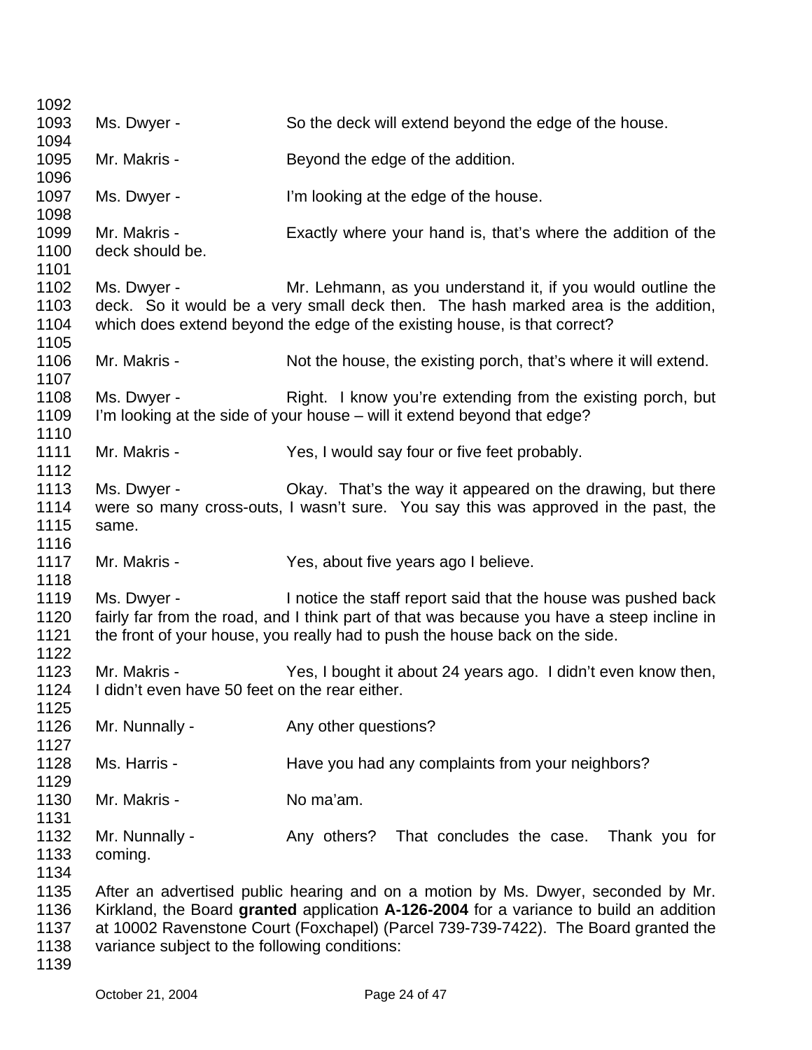Ms. Dwyer - So the deck will extend beyond the edge of the house.

Mr. Makris - Beyond the edge of the addition.

Ms. Dwyer - I'm looking at the edge of the house.

Mr. Makris - Exactly where your hand is, that's where the addition of the deck should be.

Ms. Dwyer - Mr. Lehmann, as you understand it, if you would outline the deck. So it would be a very small deck then. The hash marked area is the addition, which does extend beyond the edge of the existing house, is that correct?

Mr. Makris - Not the house, the existing porch, that's where it will extend.

Ms. Dwyer - Right. I know you're extending from the existing porch, but I'm looking at the side of your house – will it extend beyond that edge?

Mr. Makris - Yes, I would say four or five feet probably.

Ms. Dwyer - Okay. That's the way it appeared on the drawing, but there were so many cross-outs, I wasn't sure. You say this was approved in the past, the same.

Mr. Makris - Yes, about five years ago I believe.

Ms. Dwyer - I notice the staff report said that the house was pushed back fairly far from the road, and I think part of that was because you have a steep incline in the front of your house, you really had to push the house back on the side.

Mr. Makris - Yes, I bought it about 24 years ago. I didn't even know then, I didn't even have 50 feet on the rear either.

Mr. Nunnally - Any other questions?

Ms. Harris - Have you had any complaints from your neighbors?

Mr. Makris - No ma'am.

Mr. Nunnally - Any others? That concludes the case. Thank you for coming.

After an advertised public hearing and on a motion by Ms. Dwyer, seconded by Mr. Kirkland, the Board **granted** application **A-126-2004** for a variance to build an addition at 10002 Ravenstone Court (Foxchapel) (Parcel 739-739-7422). The Board granted the variance subject to the following conditions: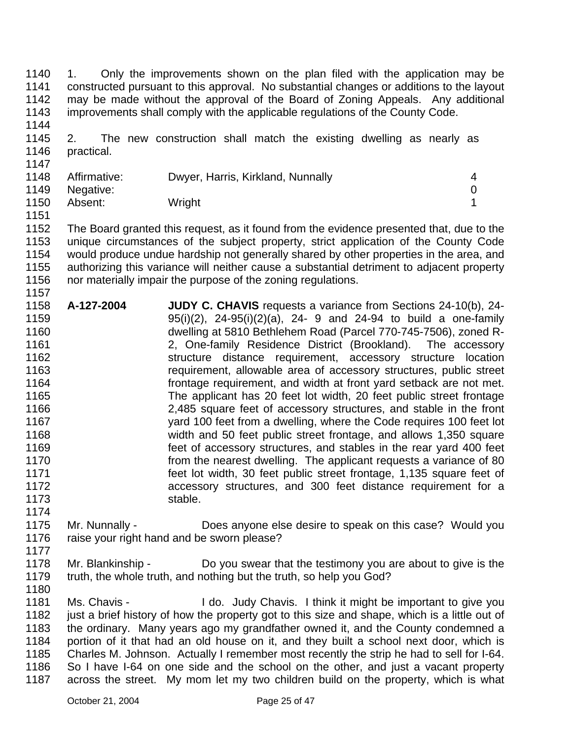1. Only the improvements shown on the plan filed with the application may be constructed pursuant to this approval. No substantial changes or additions to the layout may be made without the approval of the Board of Zoning Appeals. Any additional improvements shall comply with the applicable regulations of the County Code.

2. The new construction shall match the existing dwelling as nearly as practical.

| | | |
|---|---|---|
| Affirmative: | Dwyer, Harris, Kirkland, Nunnally | 4 |
| Negative: | | 0 |
| Absent: | Wright | 1 |

The Board granted this request, as it found from the evidence presented that, due to the unique circumstances of the subject property, strict application of the County Code would produce undue hardship not generally shared by other properties in the area, and authorizing this variance will neither cause a substantial detriment to adjacent property nor materially impair the purpose of the zoning regulations.

**A-127-2004** **JUDY C. CHAVIS** requests a variance from Sections 24-10(b), 24-95(i)(2), 24-95(i)(2)(a), 24- 9 and 24-94 to build a one-family dwelling at 5810 Bethlehem Road (Parcel 770-745-7506), zoned R-2, One-family Residence District (Brookland). The accessory structure distance requirement, accessory structure location requirement, allowable area of accessory structures, public street frontage requirement, and width at front yard setback are not met. The applicant has 20 feet lot width, 20 feet public street frontage 2,485 square feet of accessory structures, and stable in the front yard 100 feet from a dwelling, where the Code requires 100 feet lot width and 50 feet public street frontage, and allows 1,350 square feet of accessory structures, and stables in the rear yard 400 feet from the nearest dwelling. The applicant requests a variance of 80 feet lot width, 30 feet public street frontage, 1,135 square feet of accessory structures, and 300 feet distance requirement for a stable.

Mr. Nunnally - Does anyone else desire to speak on this case? Would you raise your right hand and be sworn please?

Mr. Blankinship - Do you swear that the testimony you are about to give is the truth, the whole truth, and nothing but the truth, so help you God?

Ms. Chavis - I do. Judy Chavis. I think it might be important to give you just a brief history of how the property got to this size and shape, which is a little out of the ordinary. Many years ago my grandfather owned it, and the County condemned a portion of it that had an old house on it, and they built a school next door, which is Charles M. Johnson. Actually I remember most recently the strip he had to sell for I-64. So I have I-64 on one side and the school on the other, and just a vacant property across the street. My mom let my two children build on the property, which is what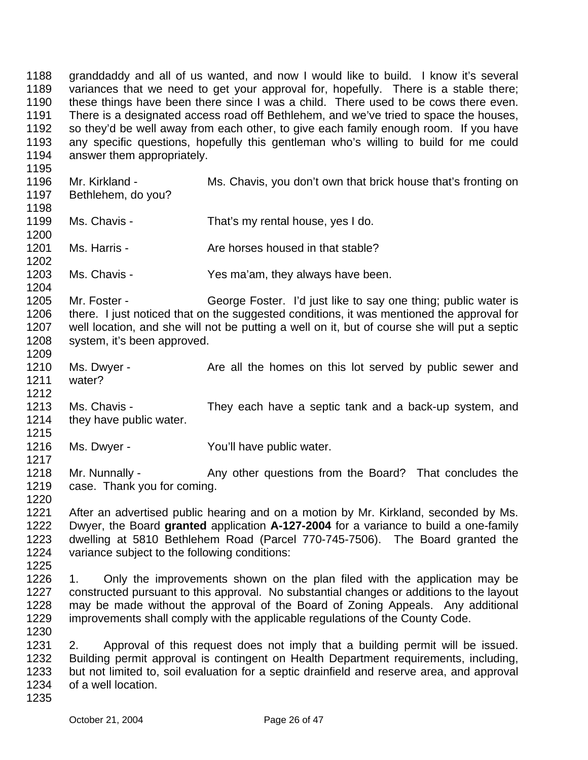granddaddy and all of us wanted, and now I would like to build. I know it's several variances that we need to get your approval for, hopefully. There is a stable there; these things have been there since I was a child. There used to be cows there even. There is a designated access road off Bethlehem, and we've tried to space the houses, so they'd be well away from each other, to give each family enough room. If you have any specific questions, hopefully this gentleman who's willing to build for me could answer them appropriately.

Mr. Kirkland - Ms. Chavis, you don't own that brick house that's fronting on Bethlehem, do you?

Ms. Chavis - That's my rental house, yes I do.

Ms. Harris - Are horses housed in that stable?

Ms. Chavis - Yes ma'am, they always have been.

Mr. Foster - George Foster. I'd just like to say one thing; public water is there. I just noticed that on the suggested conditions, it was mentioned the approval for well location, and she will not be putting a well on it, but of course she will put a septic system, it's been approved.

Ms. Dwyer - Are all the homes on this lot served by public sewer and water?

Ms. Chavis - They each have a septic tank and a back-up system, and they have public water.

Ms. Dwyer - You'll have public water.

Mr. Nunnally - Any other questions from the Board? That concludes the case. Thank you for coming.

After an advertised public hearing and on a motion by Mr. Kirkland, seconded by Ms. Dwyer, the Board **granted** application **A-127-2004** for a variance to build a one-family dwelling at 5810 Bethlehem Road (Parcel 770-745-7506). The Board granted the variance subject to the following conditions:

1. Only the improvements shown on the plan filed with the application may be constructed pursuant to this approval. No substantial changes or additions to the layout may be made without the approval of the Board of Zoning Appeals. Any additional improvements shall comply with the applicable regulations of the County Code.

2. Approval of this request does not imply that a building permit will be issued. Building permit approval is contingent on Health Department requirements, including, but not limited to, soil evaluation for a septic drainfield and reserve area, and approval of a well location.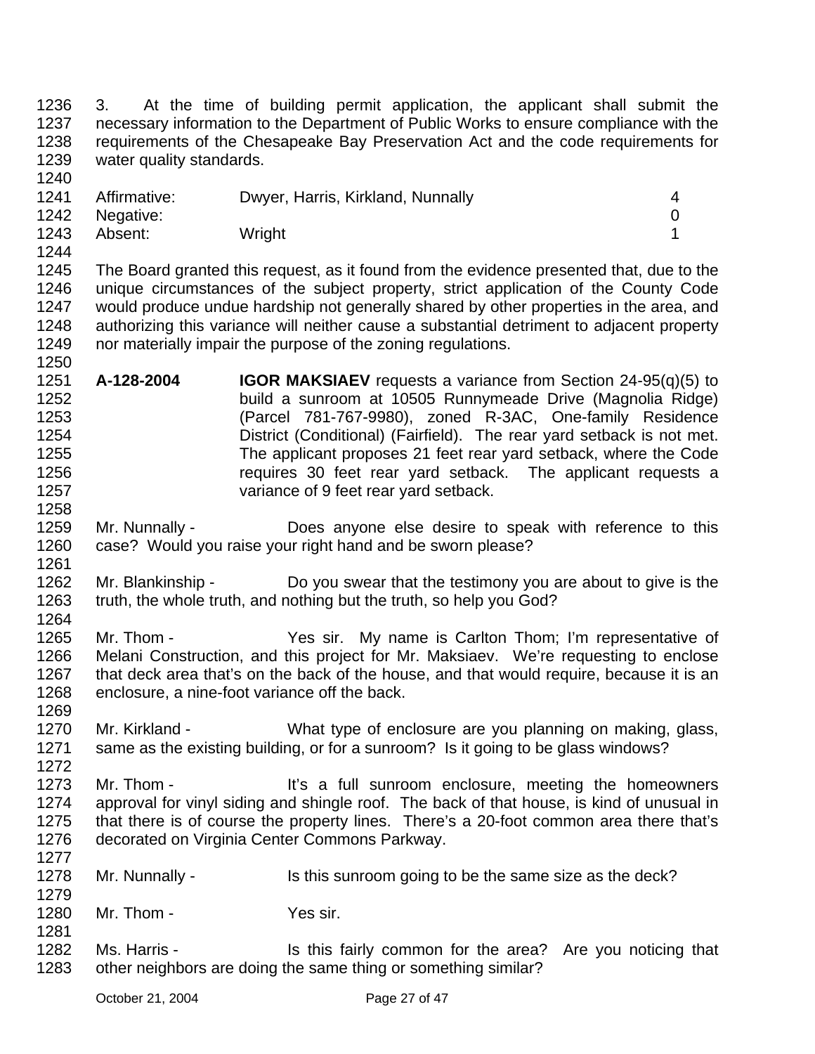3. At the time of building permit application, the applicant shall submit the necessary information to the Department of Public Works to ensure compliance with the requirements of the Chesapeake Bay Preservation Act and the code requirements for water quality standards.

| | | |
|---|---|---|
| Affirmative: | Dwyer, Harris, Kirkland, Nunnally | 4 |
| Negative: | | 0 |
| Absent: | Wright | 1 |

The Board granted this request, as it found from the evidence presented that, due to the unique circumstances of the subject property, strict application of the County Code would produce undue hardship not generally shared by other properties in the area, and authorizing this variance will neither cause a substantial detriment to adjacent property nor materially impair the purpose of the zoning regulations.

**A-128-2004** **IGOR MAKSIAEV** requests a variance from Section 24-95(q)(5) to build a sunroom at 10505 Runnymeade Drive (Magnolia Ridge) (Parcel 781-767-9980), zoned R-3AC, One-family Residence District (Conditional) (Fairfield). The rear yard setback is not met. The applicant proposes 21 feet rear yard setback, where the Code requires 30 feet rear yard setback. The applicant requests a variance of 9 feet rear yard setback.

Mr. Nunnally - Does anyone else desire to speak with reference to this case? Would you raise your right hand and be sworn please?

Mr. Blankinship - Do you swear that the testimony you are about to give is the truth, the whole truth, and nothing but the truth, so help you God?

Mr. Thom - Yes sir. My name is Carlton Thom; I'm representative of Melani Construction, and this project for Mr. Maksiaev. We're requesting to enclose that deck area that's on the back of the house, and that would require, because it is an enclosure, a nine-foot variance off the back.

Mr. Kirkland - What type of enclosure are you planning on making, glass, same as the existing building, or for a sunroom? Is it going to be glass windows?

Mr. Thom - It's a full sunroom enclosure, meeting the homeowners approval for vinyl siding and shingle roof. The back of that house, is kind of unusual in that there is of course the property lines. There's a 20-foot common area there that's decorated on Virginia Center Commons Parkway.

Mr. Nunnally - Is this sunroom going to be the same size as the deck?

Mr. Thom - Yes sir.

Ms. Harris - Is this fairly common for the area? Are you noticing that other neighbors are doing the same thing or something similar?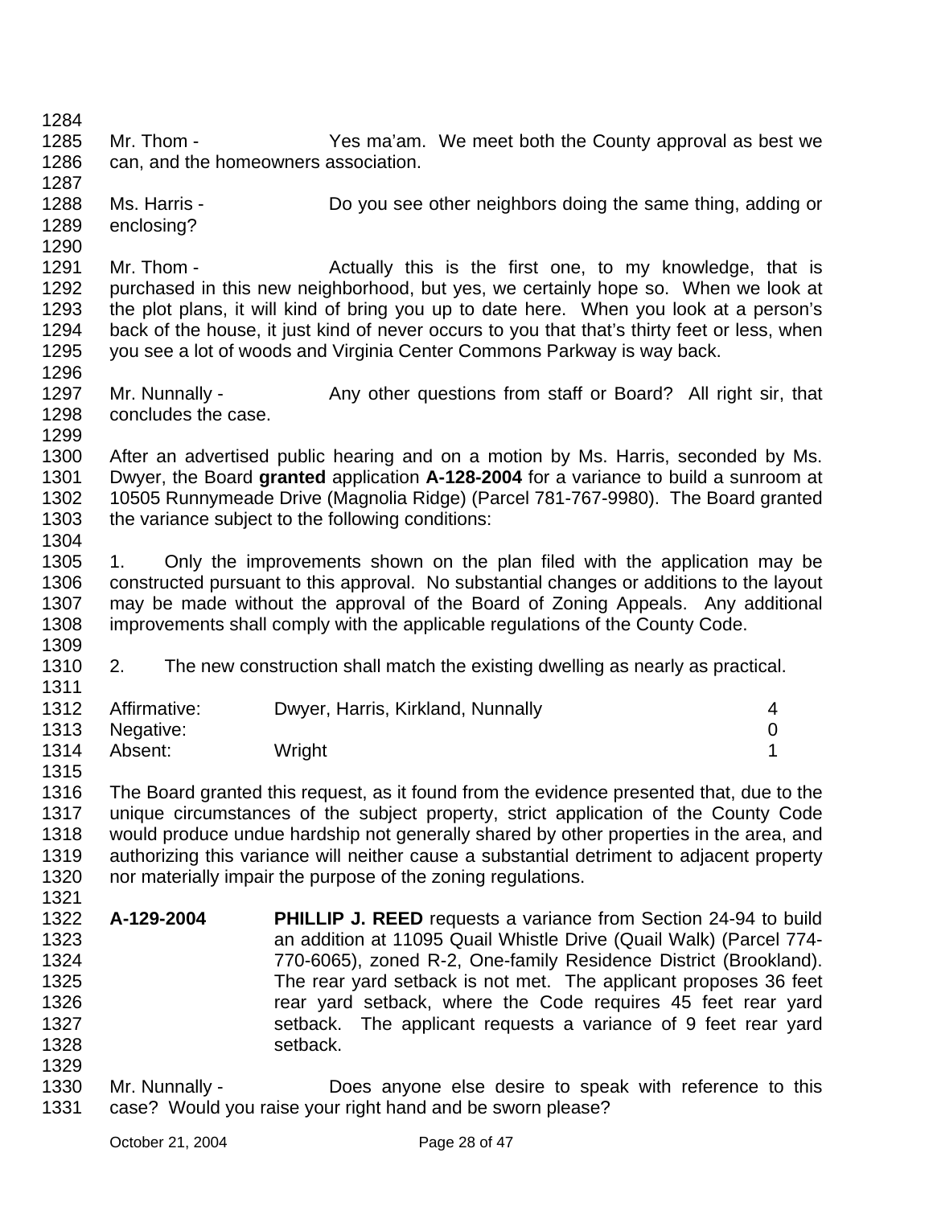Mr. Thom - Yes ma'am. We meet both the County approval as best we can, and the homeowners association.

Ms. Harris - Do you see other neighbors doing the same thing, adding or enclosing?

Mr. Thom - Actually this is the first one, to my knowledge, that is purchased in this new neighborhood, but yes, we certainly hope so. When we look at the plot plans, it will kind of bring you up to date here. When you look at a person's back of the house, it just kind of never occurs to you that that's thirty feet or less, when you see a lot of woods and Virginia Center Commons Parkway is way back.

Mr. Nunnally - Any other questions from staff or Board? All right sir, that concludes the case.

After an advertised public hearing and on a motion by Ms. Harris, seconded by Ms. Dwyer, the Board **granted** application **A-128-2004** for a variance to build a sunroom at 10505 Runnymeade Drive (Magnolia Ridge) (Parcel 781-767-9980). The Board granted the variance subject to the following conditions:

1. Only the improvements shown on the plan filed with the application may be constructed pursuant to this approval. No substantial changes or additions to the layout may be made without the approval of the Board of Zoning Appeals. Any additional improvements shall comply with the applicable regulations of the County Code.

2. The new construction shall match the existing dwelling as nearly as practical.

| | | |
|---|---|---|
| Affirmative: | Dwyer, Harris, Kirkland, Nunnally | 4 |
| Negative: | | 0 |
| Absent: | Wright | 1 |

The Board granted this request, as it found from the evidence presented that, due to the unique circumstances of the subject property, strict application of the County Code would produce undue hardship not generally shared by other properties in the area, and authorizing this variance will neither cause a substantial detriment to adjacent property nor materially impair the purpose of the zoning regulations.

**A-129-2004** **PHILLIP J. REED** requests a variance from Section 24-94 to build an addition at 11095 Quail Whistle Drive (Quail Walk) (Parcel 774-770-6065), zoned R-2, One-family Residence District (Brookland). The rear yard setback is not met. The applicant proposes 36 feet rear yard setback, where the Code requires 45 feet rear yard setback. The applicant requests a variance of 9 feet rear yard setback.

Mr. Nunnally - Does anyone else desire to speak with reference to this case? Would you raise your right hand and be sworn please?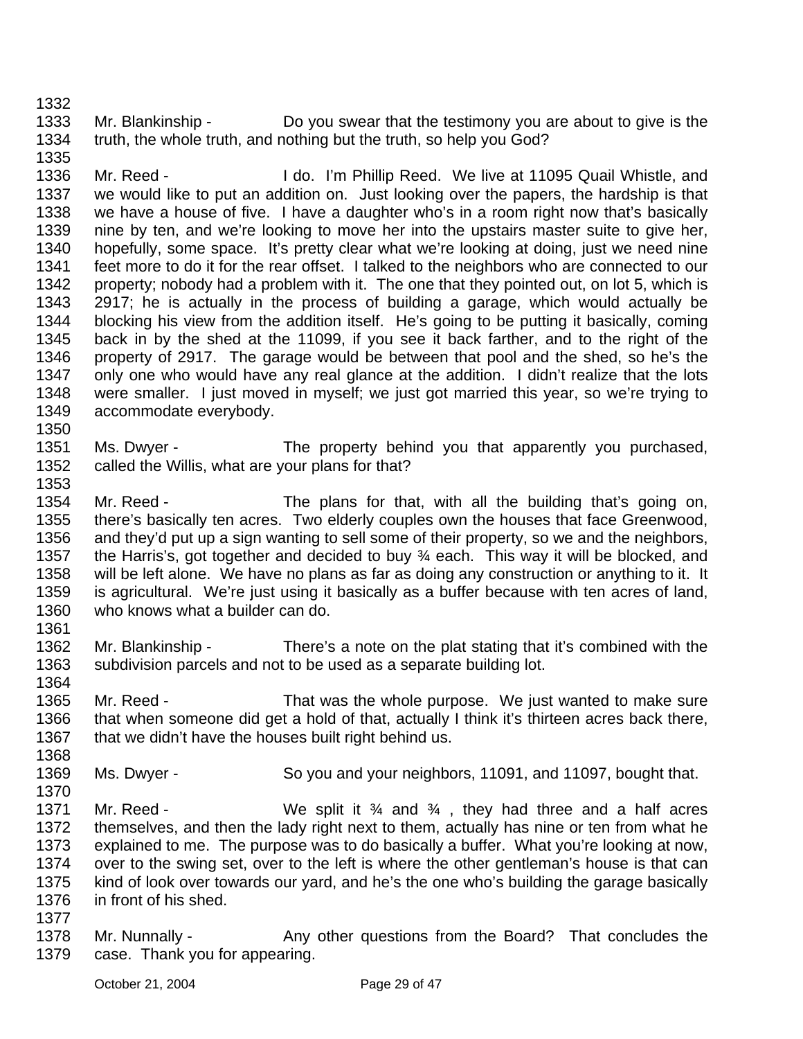Mr. Blankinship - Do you swear that the testimony you are about to give is the truth, the whole truth, and nothing but the truth, so help you God?

Mr. Reed - I do. I'm Phillip Reed. We live at 11095 Quail Whistle, and we would like to put an addition on. Just looking over the papers, the hardship is that we have a house of five. I have a daughter who's in a room right now that's basically nine by ten, and we're looking to move her into the upstairs master suite to give her, hopefully, some space. It's pretty clear what we're looking at doing, just we need nine feet more to do it for the rear offset. I talked to the neighbors who are connected to our property; nobody had a problem with it. The one that they pointed out, on lot 5, which is 2917; he is actually in the process of building a garage, which would actually be blocking his view from the addition itself. He's going to be putting it basically, coming back in by the shed at the 11099, if you see it back farther, and to the right of the property of 2917. The garage would be between that pool and the shed, so he's the only one who would have any real glance at the addition. I didn't realize that the lots were smaller. I just moved in myself; we just got married this year, so we're trying to accommodate everybody.

Ms. Dwyer - The property behind you that apparently you purchased, called the Willis, what are your plans for that?

Mr. Reed - The plans for that, with all the building that's going on, there's basically ten acres. Two elderly couples own the houses that face Greenwood, and they'd put up a sign wanting to sell some of their property, so we and the neighbors, the Harris's, got together and decided to buy ¾ each. This way it will be blocked, and will be left alone. We have no plans as far as doing any construction or anything to it. It is agricultural. We're just using it basically as a buffer because with ten acres of land, who knows what a builder can do.

Mr. Blankinship - There's a note on the plat stating that it's combined with the subdivision parcels and not to be used as a separate building lot.

Mr. Reed - That was the whole purpose. We just wanted to make sure that when someone did get a hold of that, actually I think it's thirteen acres back there, that we didn't have the houses built right behind us.

Ms. Dwyer - So you and your neighbors, 11091, and 11097, bought that.

Mr. Reed - We split it ¾ and ¾ , they had three and a half acres themselves, and then the lady right next to them, actually has nine or ten from what he explained to me. The purpose was to do basically a buffer. What you're looking at now, over to the swing set, over to the left is where the other gentleman's house is that can kind of look over towards our yard, and he's the one who's building the garage basically in front of his shed.

Mr. Nunnally - Any other questions from the Board? That concludes the case. Thank you for appearing.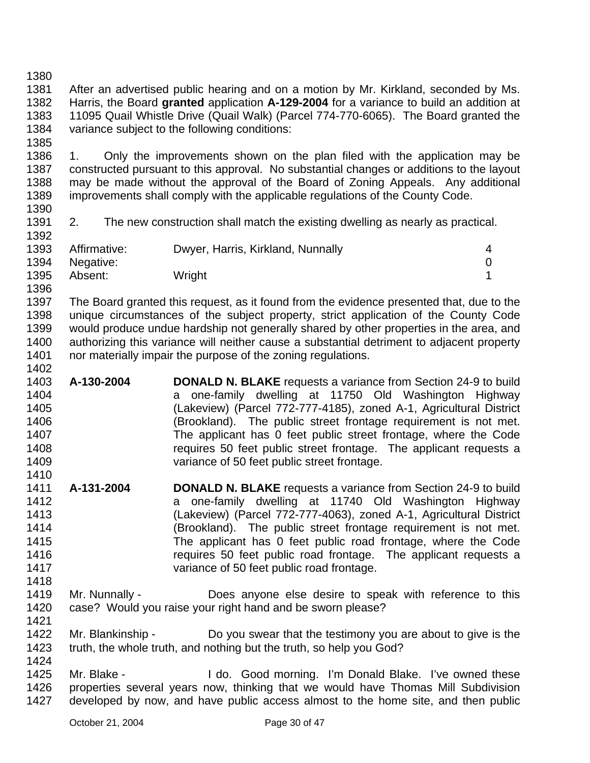After an advertised public hearing and on a motion by Mr. Kirkland, seconded by Ms. Harris, the Board **granted** application **A-129-2004** for a variance to build an addition at 11095 Quail Whistle Drive (Quail Walk) (Parcel 774-770-6065). The Board granted the variance subject to the following conditions:

1. Only the improvements shown on the plan filed with the application may be constructed pursuant to this approval. No substantial changes or additions to the layout may be made without the approval of the Board of Zoning Appeals. Any additional improvements shall comply with the applicable regulations of the County Code.

2. The new construction shall match the existing dwelling as nearly as practical.

| | | |
|---|---|---|
| Affirmative: | Dwyer, Harris, Kirkland, Nunnally | 4 |
| Negative: | | 0 |
| Absent: | Wright | 1 |

The Board granted this request, as it found from the evidence presented that, due to the unique circumstances of the subject property, strict application of the County Code would produce undue hardship not generally shared by other properties in the area, and authorizing this variance will neither cause a substantial detriment to adjacent property nor materially impair the purpose of the zoning regulations.

**A-130-2004** **DONALD N. BLAKE** requests a variance from Section 24-9 to build a one-family dwelling at 11750 Old Washington Highway (Lakeview) (Parcel 772-777-4185), zoned A-1, Agricultural District (Brookland). The public street frontage requirement is not met. The applicant has 0 feet public street frontage, where the Code requires 50 feet public street frontage. The applicant requests a variance of 50 feet public street frontage.

**A-131-2004** **DONALD N. BLAKE** requests a variance from Section 24-9 to build a one-family dwelling at 11740 Old Washington Highway (Lakeview) (Parcel 772-777-4063), zoned A-1, Agricultural District (Brookland). The public street frontage requirement is not met. The applicant has 0 feet public road frontage, where the Code requires 50 feet public road frontage. The applicant requests a variance of 50 feet public road frontage.

Mr. Nunnally - Does anyone else desire to speak with reference to this case? Would you raise your right hand and be sworn please?

Mr. Blankinship - Do you swear that the testimony you are about to give is the truth, the whole truth, and nothing but the truth, so help you God?

Mr. Blake - I do. Good morning. I'm Donald Blake. I've owned these properties several years now, thinking that we would have Thomas Mill Subdivision developed by now, and have public access almost to the home site, and then public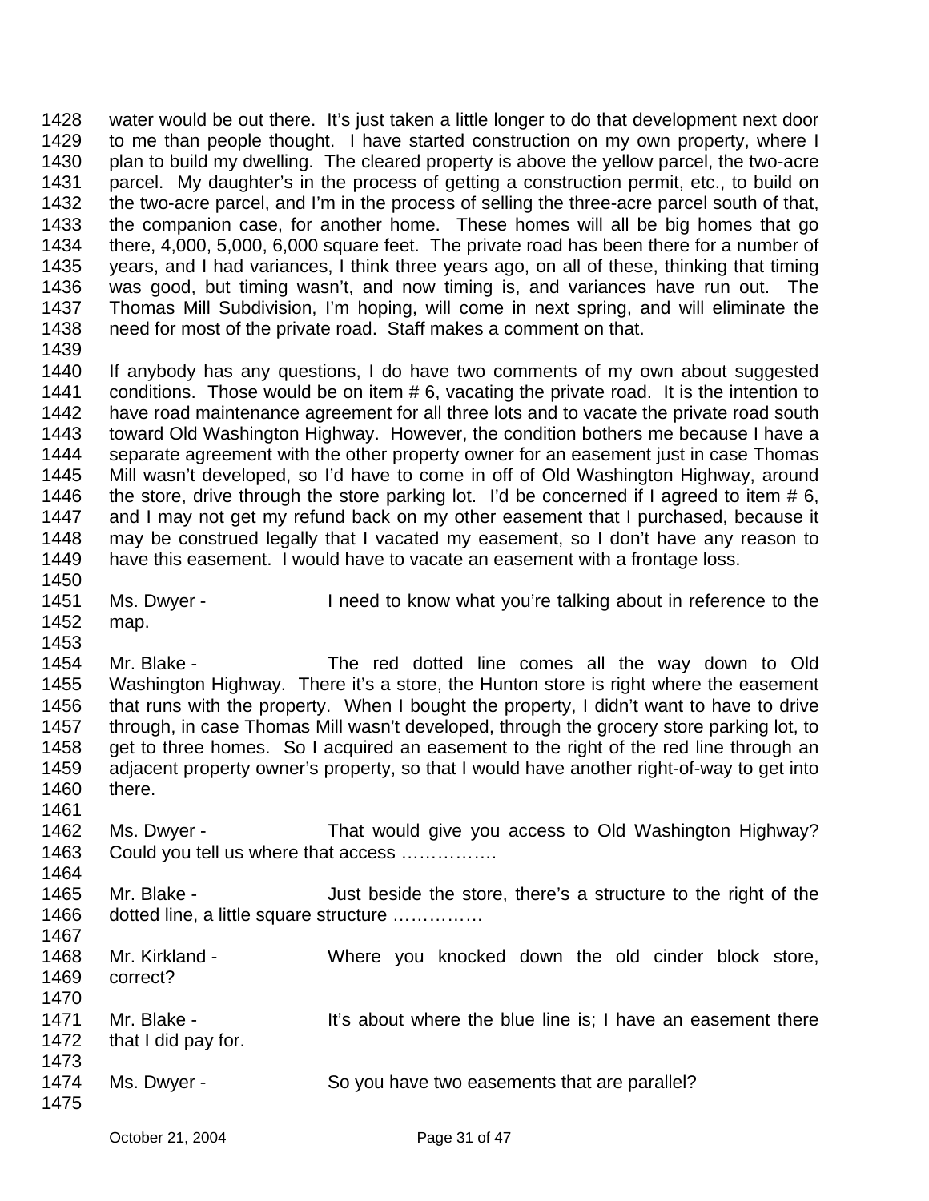water would be out there. It's just taken a little longer to do that development next door to me than people thought. I have started construction on my own property, where I plan to build my dwelling. The cleared property is above the yellow parcel, the two-acre parcel. My daughter's in the process of getting a construction permit, etc., to build on the two-acre parcel, and I'm in the process of selling the three-acre parcel south of that, the companion case, for another home. These homes will all be big homes that go there, 4,000, 5,000, 6,000 square feet. The private road has been there for a number of years, and I had variances, I think three years ago, on all of these, thinking that timing was good, but timing wasn't, and now timing is, and variances have run out. The Thomas Mill Subdivision, I'm hoping, will come in next spring, and will eliminate the need for most of the private road. Staff makes a comment on that.

If anybody has any questions, I do have two comments of my own about suggested conditions. Those would be on item # 6, vacating the private road. It is the intention to have road maintenance agreement for all three lots and to vacate the private road south toward Old Washington Highway. However, the condition bothers me because I have a separate agreement with the other property owner for an easement just in case Thomas Mill wasn't developed, so I'd have to come in off of Old Washington Highway, around the store, drive through the store parking lot. I'd be concerned if I agreed to item # 6, and I may not get my refund back on my other easement that I purchased, because it may be construed legally that I vacated my easement, so I don't have any reason to have this easement. I would have to vacate an easement with a frontage loss.

Ms. Dwyer - I need to know what you're talking about in reference to the map.

Mr. Blake - The red dotted line comes all the way down to Old Washington Highway. There it's a store, the Hunton store is right where the easement that runs with the property. When I bought the property, I didn't want to have to drive through, in case Thomas Mill wasn't developed, through the grocery store parking lot, to get to three homes. So I acquired an easement to the right of the red line through an adjacent property owner's property, so that I would have another right-of-way to get into there.

Ms. Dwyer - That would give you access to Old Washington Highway? Could you tell us where that access …………….

Mr. Blake - Just beside the store, there's a structure to the right of the dotted line, a little square structure ……………

Mr. Kirkland - Where you knocked down the old cinder block store, correct?

Mr. Blake - It's about where the blue line is; I have an easement there that I did pay for.

Ms. Dwyer - So you have two easements that are parallel?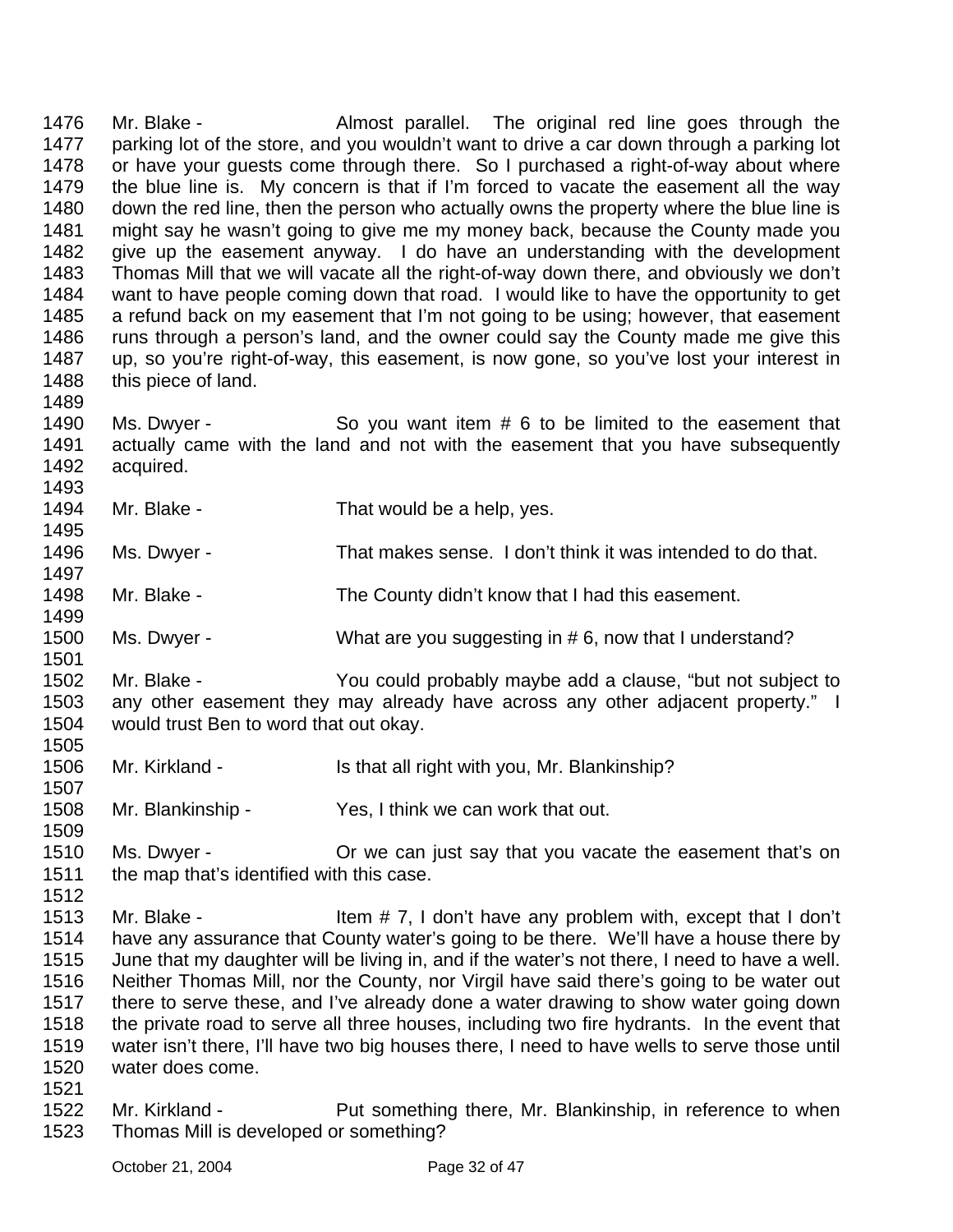1476 Mr. Blake - Almost parallel. The original red line goes through the
1477 parking lot of the store, and you wouldn't want to drive a car down through a parking lot
1478 or have your guests come through there. So I purchased a right-of-way about where
1479 the blue line is. My concern is that if I'm forced to vacate the easement all the way
1480 down the red line, then the person who actually owns the property where the blue line is
1481 might say he wasn't going to give me my money back, because the County made you
1482 give up the easement anyway. I do have an understanding with the development
1483 Thomas Mill that we will vacate all the right-of-way down there, and obviously we don't
1484 want to have people coming down that road. I would like to have the opportunity to get
1485 a refund back on my easement that I'm not going to be using; however, that easement
1486 runs through a person's land, and the owner could say the County made me give this
1487 up, so you're right-of-way, this easement, is now gone, so you've lost your interest in
1488 this piece of land.
1489
1490 Ms. Dwyer - So you want item # 6 to be limited to the easement that
1491 actually came with the land and not with the easement that you have subsequently
1492 acquired.
1493
1494 Mr. Blake - That would be a help, yes.
1495
1496 Ms. Dwyer - That makes sense. I don't think it was intended to do that.
1497
1498 Mr. Blake - The County didn't know that I had this easement.
1499
1500 Ms. Dwyer - What are you suggesting in # 6, now that I understand?
1501
1502 Mr. Blake - You could probably maybe add a clause, "but not subject to
1503 any other easement they may already have across any other adjacent property." I
1504 would trust Ben to word that out okay.
1505
1506 Mr. Kirkland - Is that all right with you, Mr. Blankinship?
1507
1508 Mr. Blankinship - Yes, I think we can work that out.
1509
1510 Ms. Dwyer - Or we can just say that you vacate the easement that's on
1511 the map that's identified with this case.
1512
1513 Mr. Blake - Item # 7, I don't have any problem with, except that I don't
1514 have any assurance that County water's going to be there. We'll have a house there by
1515 June that my daughter will be living in, and if the water's not there, I need to have a well.
1516 Neither Thomas Mill, nor the County, nor Virgil have said there's going to be water out
1517 there to serve these, and I've already done a water drawing to show water going down
1518 the private road to serve all three houses, including two fire hydrants. In the event that
1519 water isn't there, I'll have two big houses there, I need to have wells to serve those until
1520 water does come.
1521
1522 Mr. Kirkland - Put something there, Mr. Blankinship, in reference to when
1523 Thomas Mill is developed or something?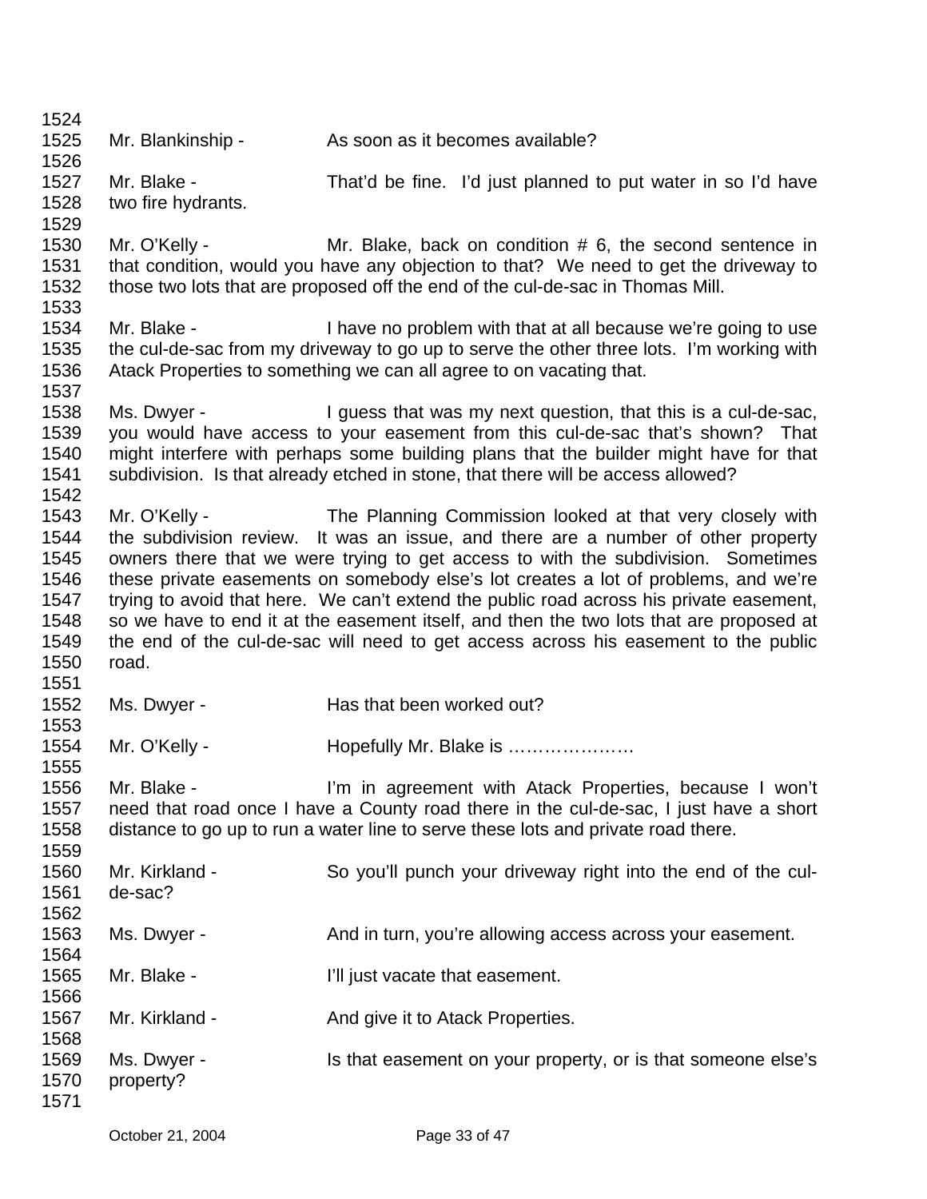1524
1525 Mr. Blankinship - As soon as it becomes available?
1526
1527 Mr. Blake - That'd be fine. I'd just planned to put water in so I'd have
1528 two fire hydrants.
1529
1530 Mr. O'Kelly - Mr. Blake, back on condition # 6, the second sentence in
1531 that condition, would you have any objection to that? We need to get the driveway to
1532 those two lots that are proposed off the end of the cul-de-sac in Thomas Mill.
1533
1534 Mr. Blake - I have no problem with that at all because we're going to use
1535 the cul-de-sac from my driveway to go up to serve the other three lots. I'm working with
1536 Atack Properties to something we can all agree to on vacating that.
1537
1538 Ms. Dwyer - I guess that was my next question, that this is a cul-de-sac,
1539 you would have access to your easement from this cul-de-sac that's shown? That
1540 might interfere with perhaps some building plans that the builder might have for that
1541 subdivision. Is that already etched in stone, that there will be access allowed?
1542
1543 Mr. O'Kelly - The Planning Commission looked at that very closely with
1544 the subdivision review. It was an issue, and there are a number of other property
1545 owners there that we were trying to get access to with the subdivision. Sometimes
1546 these private easements on somebody else's lot creates a lot of problems, and we're
1547 trying to avoid that here. We can't extend the public road across his private easement,
1548 so we have to end it at the easement itself, and then the two lots that are proposed at
1549 the end of the cul-de-sac will need to get access across his easement to the public
1550 road.
1551
1552 Ms. Dwyer - Has that been worked out?
1553
1554 Mr. O'Kelly - Hopefully Mr. Blake is …………………
1555
1556 Mr. Blake - I'm in agreement with Atack Properties, because I won't
1557 need that road once I have a County road there in the cul-de-sac, I just have a short
1558 distance to go up to run a water line to serve these lots and private road there.
1559
1560 Mr. Kirkland - So you'll punch your driveway right into the end of the cul-
1561 de-sac?
1562
1563 Ms. Dwyer - And in turn, you're allowing access across your easement.
1564
1565 Mr. Blake - I'll just vacate that easement.
1566
1567 Mr. Kirkland - And give it to Atack Properties.
1568
1569 Ms. Dwyer - Is that easement on your property, or is that someone else's
1570 property?
1571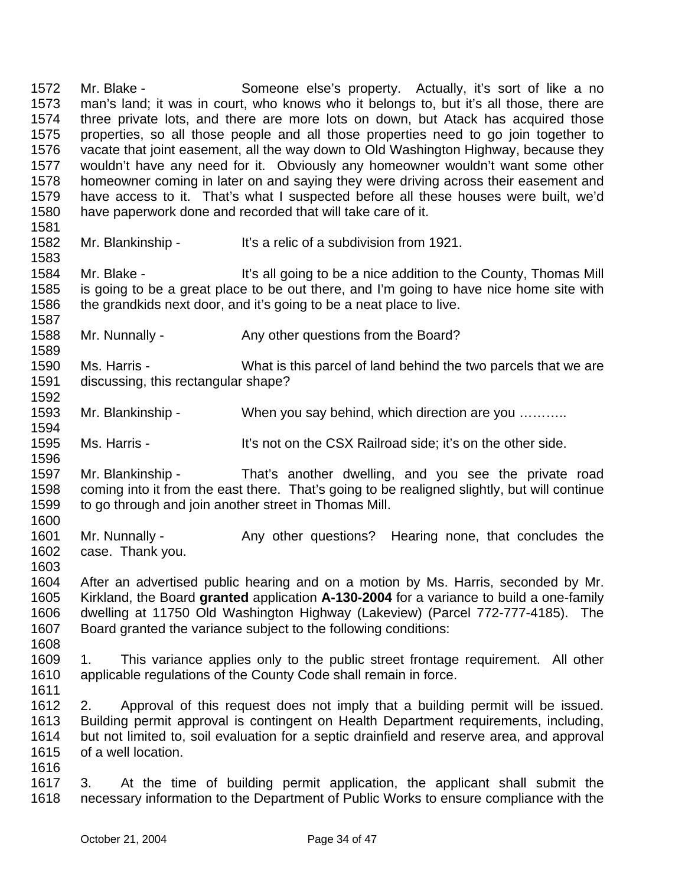Mr. Blake - Someone else's property. Actually, it's sort of like a no man's land; it was in court, who knows who it belongs to, but it's all those, there are three private lots, and there are more lots on down, but Atack has acquired those properties, so all those people and all those properties need to go join together to vacate that joint easement, all the way down to Old Washington Highway, because they wouldn't have any need for it. Obviously any homeowner wouldn't want some other homeowner coming in later on and saying they were driving across their easement and have access to it. That's what I suspected before all these houses were built, we'd have paperwork done and recorded that will take care of it.

Mr. Blankinship - It's a relic of a subdivision from 1921.

Mr. Blake - It's all going to be a nice addition to the County, Thomas Mill is going to be a great place to be out there, and I'm going to have nice home site with the grandkids next door, and it's going to be a neat place to live.

Mr. Nunnally - Any other questions from the Board?

Ms. Harris - What is this parcel of land behind the two parcels that we are discussing, this rectangular shape?

Mr. Blankinship - When you say behind, which direction are you ………..

Ms. Harris - It's not on the CSX Railroad side; it's on the other side.

Mr. Blankinship - That's another dwelling, and you see the private road coming into it from the east there. That's going to be realigned slightly, but will continue to go through and join another street in Thomas Mill.

Mr. Nunnally - Any other questions? Hearing none, that concludes the case. Thank you.

After an advertised public hearing and on a motion by Ms. Harris, seconded by Mr. Kirkland, the Board **granted** application **A-130-2004** for a variance to build a one-family dwelling at 11750 Old Washington Highway (Lakeview) (Parcel 772-777-4185). The Board granted the variance subject to the following conditions:

1. This variance applies only to the public street frontage requirement. All other applicable regulations of the County Code shall remain in force.

2. Approval of this request does not imply that a building permit will be issued. Building permit approval is contingent on Health Department requirements, including, but not limited to, soil evaluation for a septic drainfield and reserve area, and approval of a well location.

3. At the time of building permit application, the applicant shall submit the necessary information to the Department of Public Works to ensure compliance with the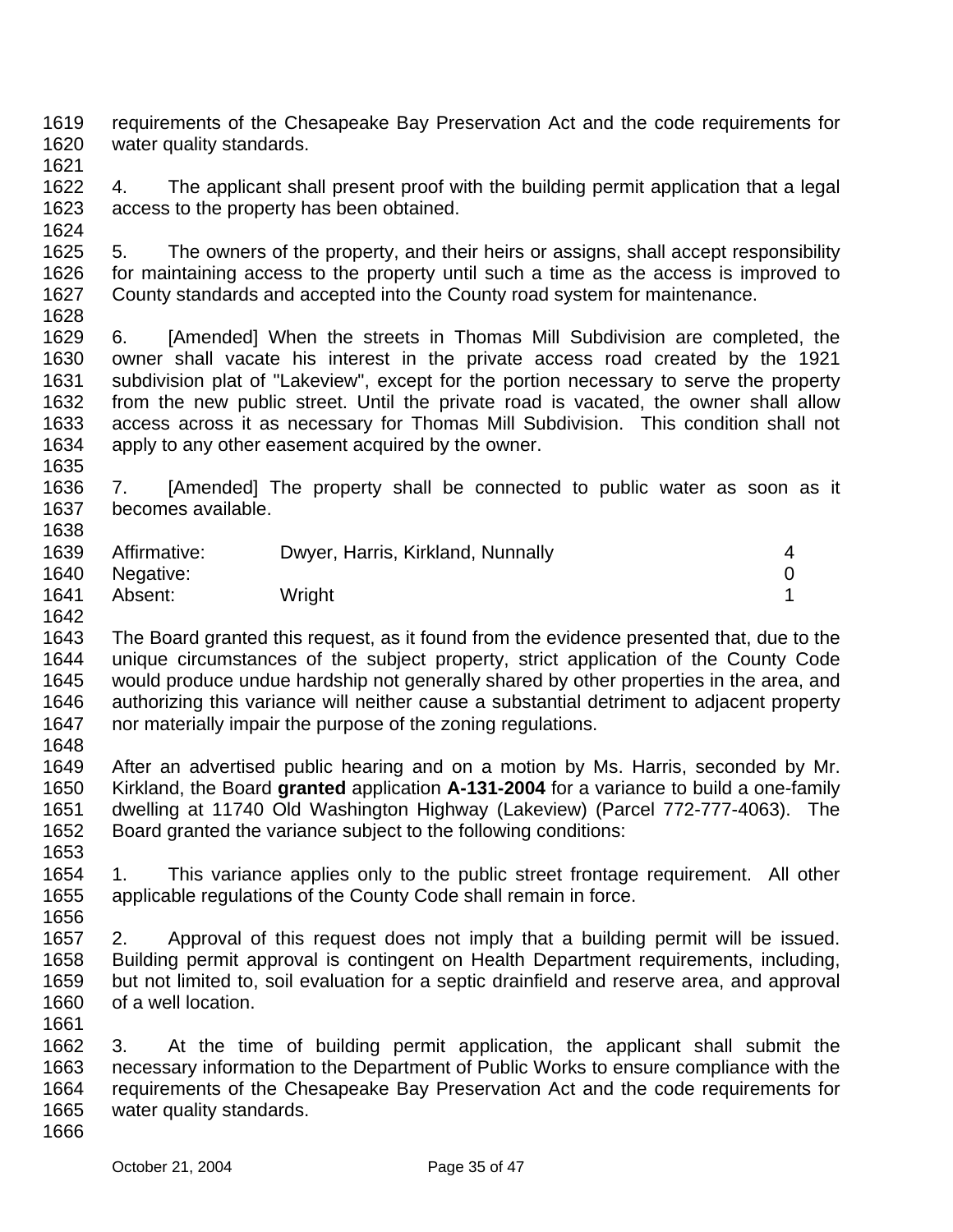requirements of the Chesapeake Bay Preservation Act and the code requirements for water quality standards.

4. The applicant shall present proof with the building permit application that a legal access to the property has been obtained.

5. The owners of the property, and their heirs or assigns, shall accept responsibility for maintaining access to the property until such a time as the access is improved to County standards and accepted into the County road system for maintenance.

6. [Amended] When the streets in Thomas Mill Subdivision are completed, the owner shall vacate his interest in the private access road created by the 1921 subdivision plat of "Lakeview", except for the portion necessary to serve the property from the new public street. Until the private road is vacated, the owner shall allow access across it as necessary for Thomas Mill Subdivision. This condition shall not apply to any other easement acquired by the owner.

7. [Amended] The property shall be connected to public water as soon as it becomes available.

| | | |
|---|---|---|
| Affirmative: | Dwyer, Harris, Kirkland, Nunnally | 4 |
| Negative: | | 0 |
| Absent: | Wright | 1 |

The Board granted this request, as it found from the evidence presented that, due to the unique circumstances of the subject property, strict application of the County Code would produce undue hardship not generally shared by other properties in the area, and authorizing this variance will neither cause a substantial detriment to adjacent property nor materially impair the purpose of the zoning regulations.

After an advertised public hearing and on a motion by Ms. Harris, seconded by Mr. Kirkland, the Board **granted** application **A-131-2004** for a variance to build a one-family dwelling at 11740 Old Washington Highway (Lakeview) (Parcel 772-777-4063). The Board granted the variance subject to the following conditions:

1. This variance applies only to the public street frontage requirement. All other applicable regulations of the County Code shall remain in force.

2. Approval of this request does not imply that a building permit will be issued. Building permit approval is contingent on Health Department requirements, including, but not limited to, soil evaluation for a septic drainfield and reserve area, and approval of a well location.

3. At the time of building permit application, the applicant shall submit the necessary information to the Department of Public Works to ensure compliance with the requirements of the Chesapeake Bay Preservation Act and the code requirements for water quality standards.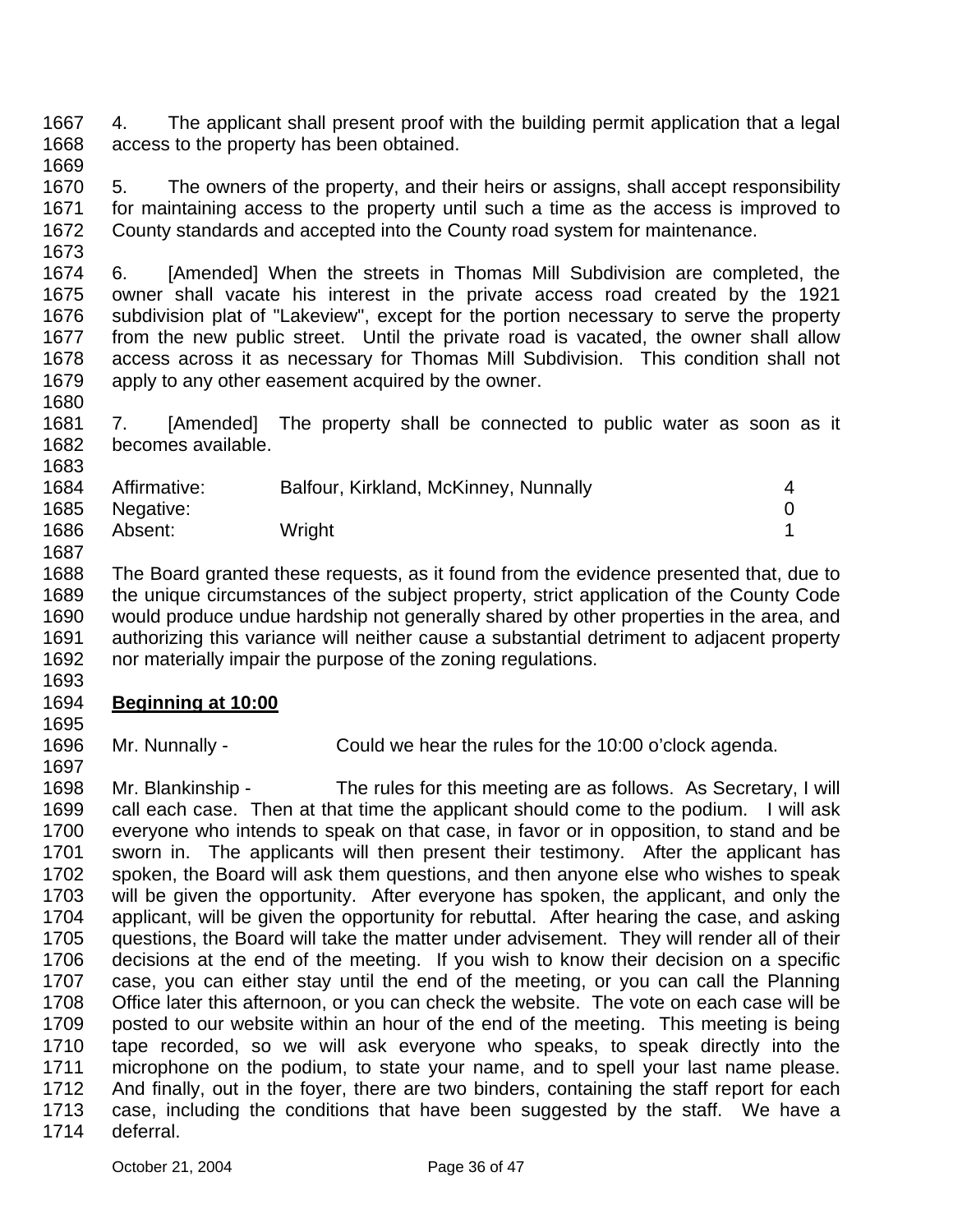4. The applicant shall present proof with the building permit application that a legal access to the property has been obtained.

5. The owners of the property, and their heirs or assigns, shall accept responsibility for maintaining access to the property until such a time as the access is improved to County standards and accepted into the County road system for maintenance.

6. [Amended] When the streets in Thomas Mill Subdivision are completed, the owner shall vacate his interest in the private access road created by the 1921 subdivision plat of "Lakeview", except for the portion necessary to serve the property from the new public street. Until the private road is vacated, the owner shall allow access across it as necessary for Thomas Mill Subdivision. This condition shall not apply to any other easement acquired by the owner.

7. [Amended] The property shall be connected to public water as soon as it becomes available.

| | | |
|---|---|---|
| Affirmative: | Balfour, Kirkland, McKinney, Nunnally | 4 |
| Negative: | | 0 |
| Absent: | Wright | 1 |

The Board granted these requests, as it found from the evidence presented that, due to the unique circumstances of the subject property, strict application of the County Code would produce undue hardship not generally shared by other properties in the area, and authorizing this variance will neither cause a substantial detriment to adjacent property nor materially impair the purpose of the zoning regulations.

**Beginning at 10:00**

Mr. Nunnally - Could we hear the rules for the 10:00 o'clock agenda.

Mr. Blankinship - The rules for this meeting are as follows. As Secretary, I will call each case. Then at that time the applicant should come to the podium. I will ask everyone who intends to speak on that case, in favor or in opposition, to stand and be sworn in. The applicants will then present their testimony. After the applicant has spoken, the Board will ask them questions, and then anyone else who wishes to speak will be given the opportunity. After everyone has spoken, the applicant, and only the applicant, will be given the opportunity for rebuttal. After hearing the case, and asking questions, the Board will take the matter under advisement. They will render all of their decisions at the end of the meeting. If you wish to know their decision on a specific case, you can either stay until the end of the meeting, or you can call the Planning Office later this afternoon, or you can check the website. The vote on each case will be posted to our website within an hour of the end of the meeting. This meeting is being tape recorded, so we will ask everyone who speaks, to speak directly into the microphone on the podium, to state your name, and to spell your last name please. And finally, out in the foyer, there are two binders, containing the staff report for each case, including the conditions that have been suggested by the staff. We have a deferral.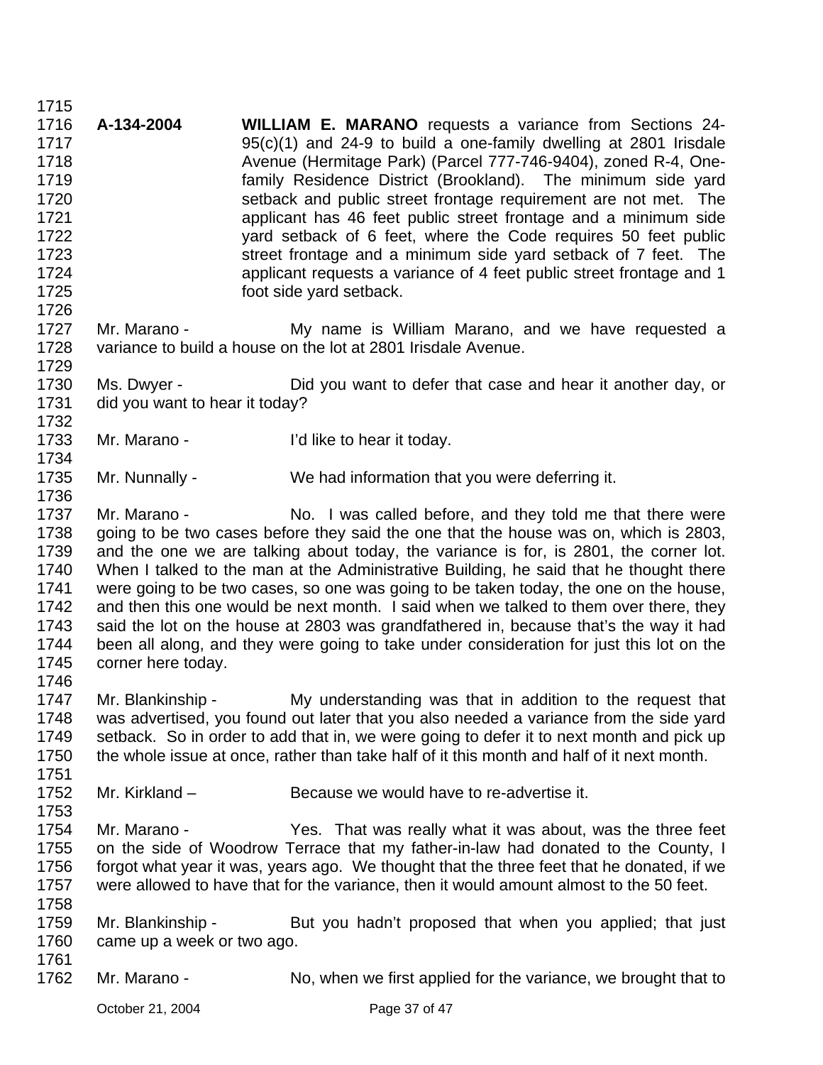**A-134-2004** **WILLIAM E. MARANO** requests a variance from Sections 24-95(c)(1) and 24-9 to build a one-family dwelling at 2801 Irisdale Avenue (Hermitage Park) (Parcel 777-746-9404), zoned R-4, One-family Residence District (Brookland). The minimum side yard setback and public street frontage requirement are not met. The applicant has 46 feet public street frontage and a minimum side yard setback of 6 feet, where the Code requires 50 feet public street frontage and a minimum side yard setback of 7 feet. The applicant requests a variance of 4 feet public street frontage and 1 foot side yard setback.

Mr. Marano - My name is William Marano, and we have requested a variance to build a house on the lot at 2801 Irisdale Avenue.

Ms. Dwyer - Did you want to defer that case and hear it another day, or did you want to hear it today?

Mr. Marano - I'd like to hear it today.

Mr. Nunnally - We had information that you were deferring it.

Mr. Marano - No. I was called before, and they told me that there were going to be two cases before they said the one that the house was on, which is 2803, and the one we are talking about today, the variance is for, is 2801, the corner lot. When I talked to the man at the Administrative Building, he said that he thought there were going to be two cases, so one was going to be taken today, the one on the house, and then this one would be next month. I said when we talked to them over there, they said the lot on the house at 2803 was grandfathered in, because that's the way it had been all along, and they were going to take under consideration for just this lot on the corner here today.

Mr. Blankinship - My understanding was that in addition to the request that was advertised, you found out later that you also needed a variance from the side yard setback. So in order to add that in, we were going to defer it to next month and pick up the whole issue at once, rather than take half of it this month and half of it next month.

Mr. Kirkland – Because we would have to re-advertise it.

Mr. Marano - Yes. That was really what it was about, was the three feet on the side of Woodrow Terrace that my father-in-law had donated to the County, I forgot what year it was, years ago. We thought that the three feet that he donated, if we were allowed to have that for the variance, then it would amount almost to the 50 feet.

Mr. Blankinship - But you hadn't proposed that when you applied; that just came up a week or two ago.

Mr. Marano - No, when we first applied for the variance, we brought that to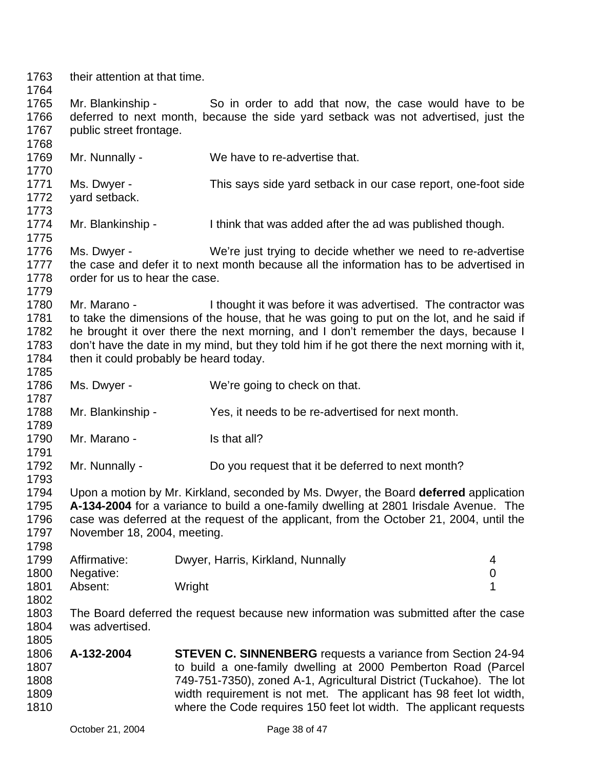their attention at that time.

Mr. Blankinship - So in order to add that now, the case would have to be deferred to next month, because the side yard setback was not advertised, just the public street frontage.

Mr. Nunnally - We have to re-advertise that.

Ms. Dwyer - This says side yard setback in our case report, one-foot side yard setback.

Mr. Blankinship - I think that was added after the ad was published though.

Ms. Dwyer - We're just trying to decide whether we need to re-advertise the case and defer it to next month because all the information has to be advertised in order for us to hear the case.

Mr. Marano - I thought it was before it was advertised. The contractor was to take the dimensions of the house, that he was going to put on the lot, and he said if he brought it over there the next morning, and I don't remember the days, because I don't have the date in my mind, but they told him if he got there the next morning with it, then it could probably be heard today.

Ms. Dwyer - We're going to check on that.

Mr. Blankinship - Yes, it needs to be re-advertised for next month.

Mr. Marano - Is that all?

Mr. Nunnally - Do you request that it be deferred to next month?

Upon a motion by Mr. Kirkland, seconded by Ms. Dwyer, the Board **deferred** application **A-134-2004** for a variance to build a one-family dwelling at 2801 Irisdale Avenue. The case was deferred at the request of the applicant, from the October 21, 2004, until the November 18, 2004, meeting.

| | | |
|---|---|---|
| Affirmative: | Dwyer, Harris, Kirkland, Nunnally | 4 |
| Negative: | | 0 |
| Absent: | Wright | 1 |

The Board deferred the request because new information was submitted after the case was advertised.

**A-132-2004** **STEVEN C. SINNENBERG** requests a variance from Section 24-94 to build a one-family dwelling at 2000 Pemberton Road (Parcel 749-751-7350), zoned A-1, Agricultural District (Tuckahoe). The lot width requirement is not met. The applicant has 98 feet lot width, where the Code requires 150 feet lot width. The applicant requests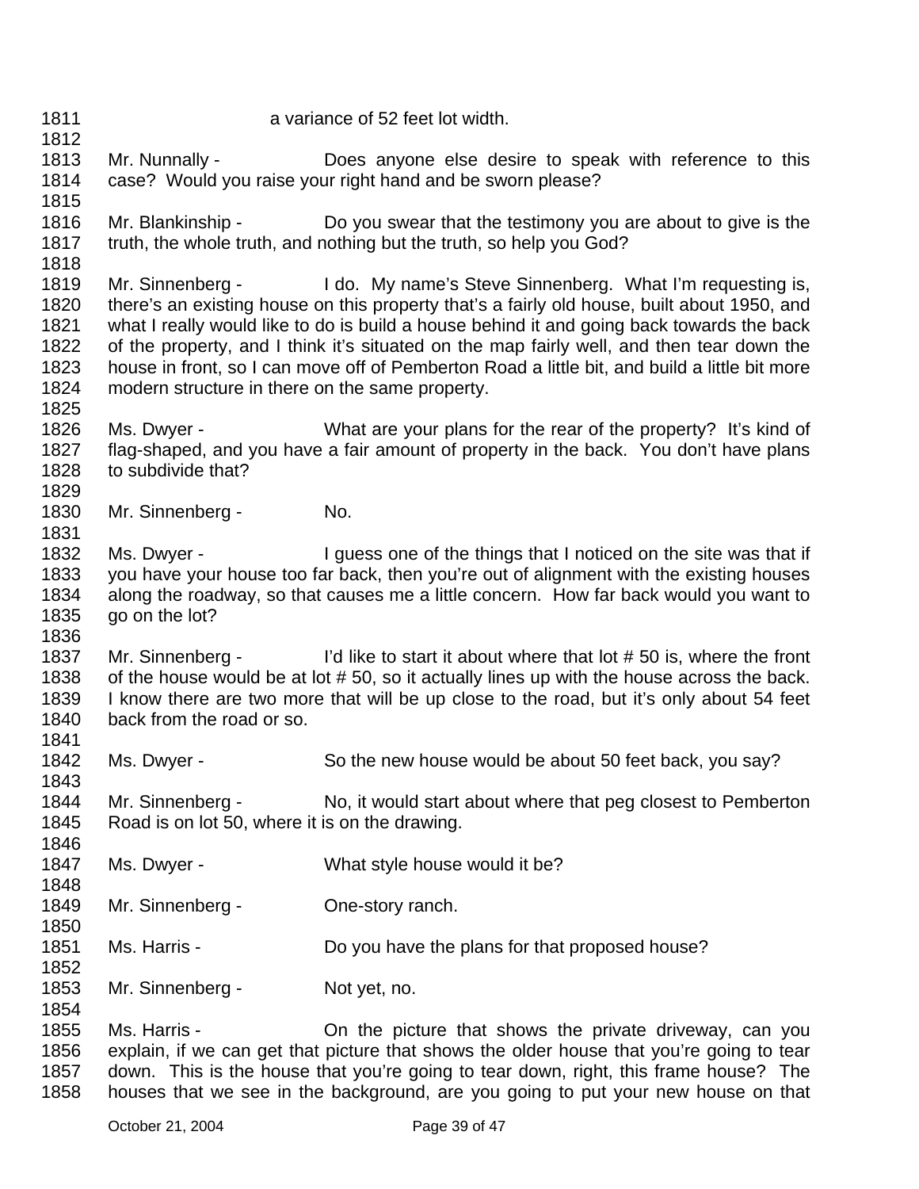a variance of 52 feet lot width.

Mr. Nunnally - Does anyone else desire to speak with reference to this case? Would you raise your right hand and be sworn please?

Mr. Blankinship - Do you swear that the testimony you are about to give is the truth, the whole truth, and nothing but the truth, so help you God?

Mr. Sinnenberg - I do. My name's Steve Sinnenberg. What I'm requesting is, there's an existing house on this property that's a fairly old house, built about 1950, and what I really would like to do is build a house behind it and going back towards the back of the property, and I think it's situated on the map fairly well, and then tear down the house in front, so I can move off of Pemberton Road a little bit, and build a little bit more modern structure in there on the same property.

Ms. Dwyer - What are your plans for the rear of the property? It's kind of flag-shaped, and you have a fair amount of property in the back. You don't have plans to subdivide that?

Mr. Sinnenberg - No.

Ms. Dwyer - I guess one of the things that I noticed on the site was that if you have your house too far back, then you're out of alignment with the existing houses along the roadway, so that causes me a little concern. How far back would you want to go on the lot?

Mr. Sinnenberg - I'd like to start it about where that lot # 50 is, where the front of the house would be at lot # 50, so it actually lines up with the house across the back. I know there are two more that will be up close to the road, but it's only about 54 feet back from the road or so.

Ms. Dwyer - So the new house would be about 50 feet back, you say?

Mr. Sinnenberg - No, it would start about where that peg closest to Pemberton Road is on lot 50, where it is on the drawing.

Ms. Dwyer - What style house would it be?

Mr. Sinnenberg - One-story ranch.

Ms. Harris - Do you have the plans for that proposed house?

Mr. Sinnenberg - Not yet, no.

Ms. Harris - On the picture that shows the private driveway, can you explain, if we can get that picture that shows the older house that you're going to tear down. This is the house that you're going to tear down, right, this frame house? The houses that we see in the background, are you going to put your new house on that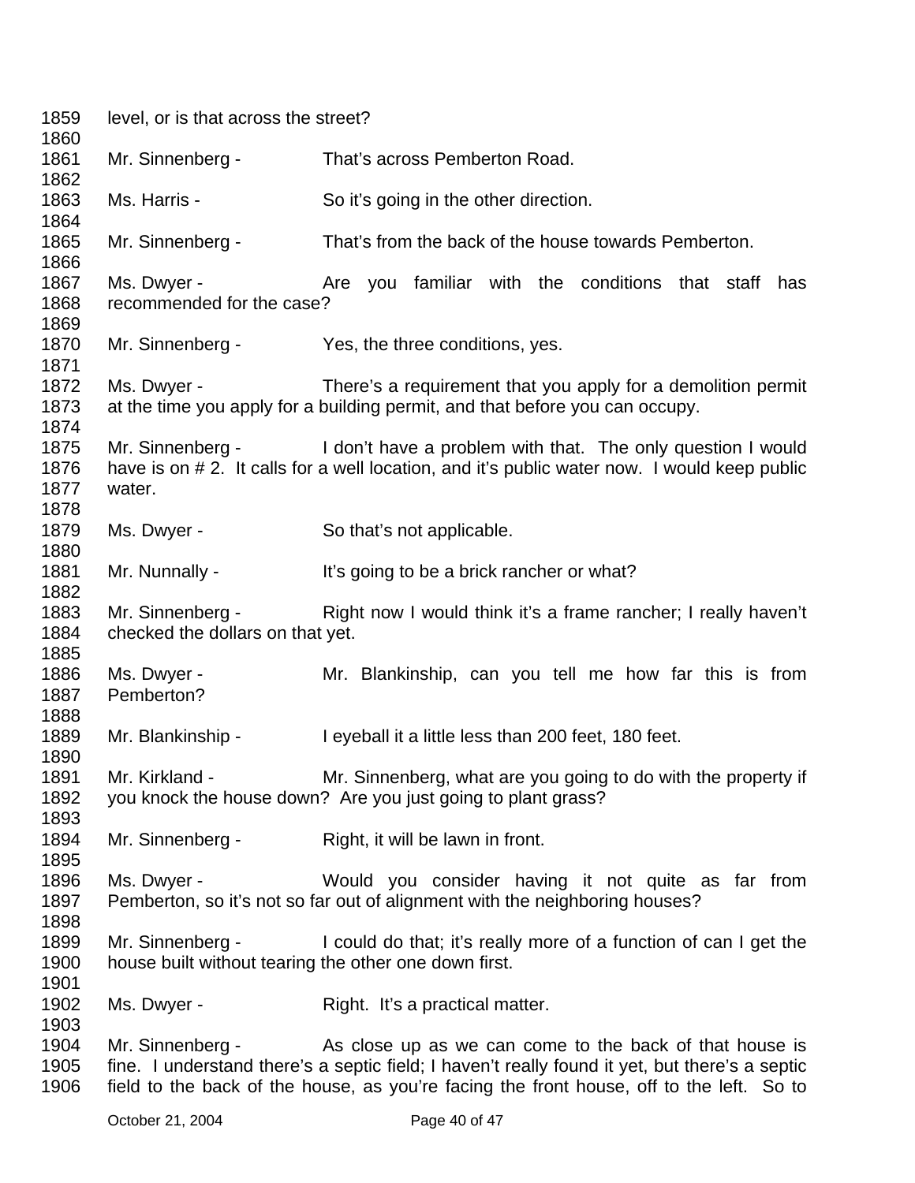level, or is that across the street?

Mr. Sinnenberg - That's across Pemberton Road.

Ms. Harris - So it's going in the other direction.

Mr. Sinnenberg - That's from the back of the house towards Pemberton.

Ms. Dwyer - Are you familiar with the conditions that staff has recommended for the case?

Mr. Sinnenberg - Yes, the three conditions, yes.

Ms. Dwyer - There's a requirement that you apply for a demolition permit at the time you apply for a building permit, and that before you can occupy.

Mr. Sinnenberg - I don't have a problem with that. The only question I would have is on # 2. It calls for a well location, and it's public water now. I would keep public water.

Ms. Dwyer - So that's not applicable.

Mr. Nunnally - It's going to be a brick rancher or what?

Mr. Sinnenberg - Right now I would think it's a frame rancher; I really haven't checked the dollars on that yet.

Ms. Dwyer - Mr. Blankinship, can you tell me how far this is from Pemberton?

Mr. Blankinship - I eyeball it a little less than 200 feet, 180 feet.

Mr. Kirkland - Mr. Sinnenberg, what are you going to do with the property if you knock the house down? Are you just going to plant grass?

Mr. Sinnenberg - Right, it will be lawn in front.

Ms. Dwyer - Would you consider having it not quite as far from Pemberton, so it's not so far out of alignment with the neighboring houses?

Mr. Sinnenberg - I could do that; it's really more of a function of can I get the house built without tearing the other one down first.

Ms. Dwyer - Right. It's a practical matter.

Mr. Sinnenberg - As close up as we can come to the back of that house is fine. I understand there's a septic field; I haven't really found it yet, but there's a septic field to the back of the house, as you're facing the front house, off to the left. So to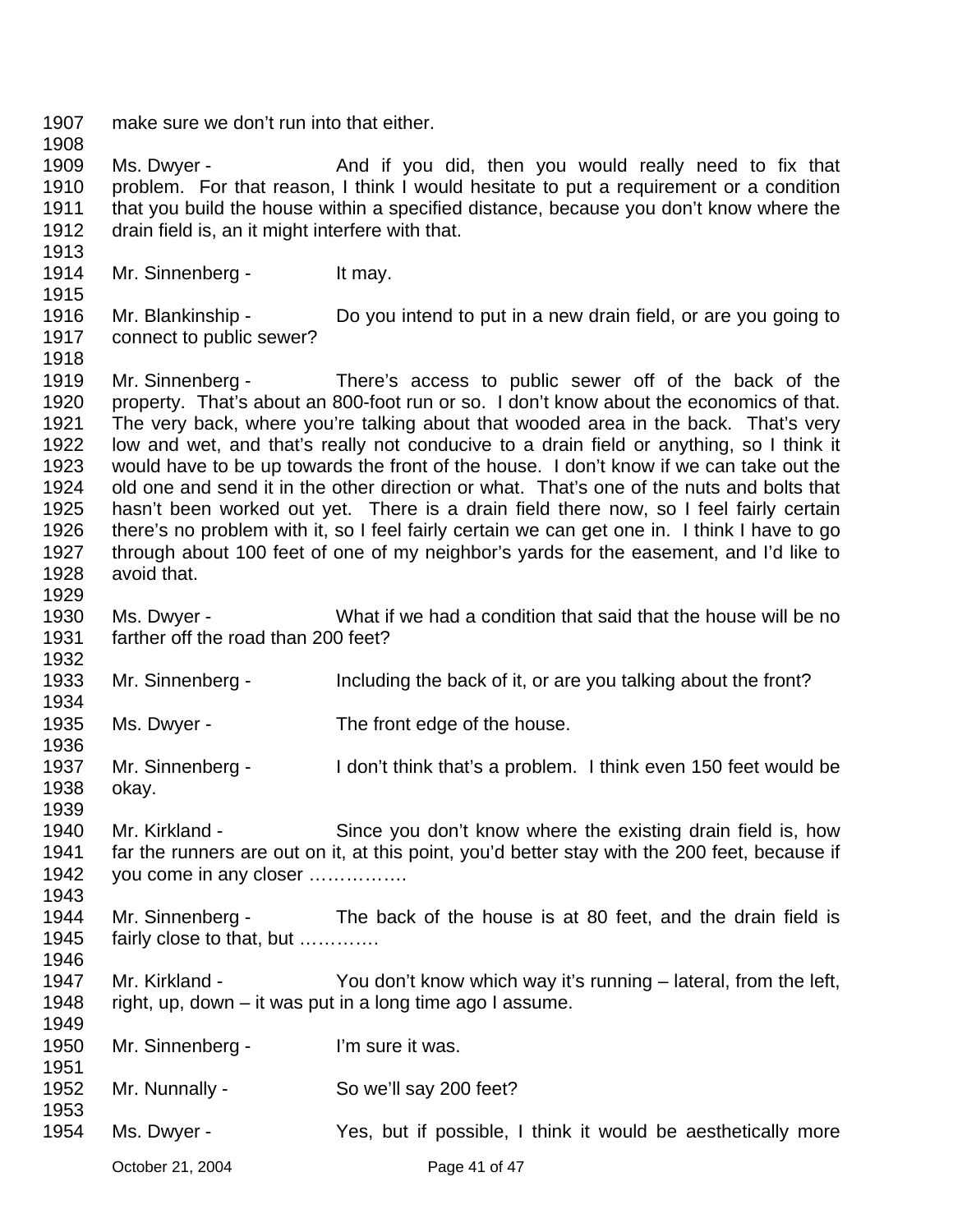make sure we don't run into that either.

Ms. Dwyer - And if you did, then you would really need to fix that problem. For that reason, I think I would hesitate to put a requirement or a condition that you build the house within a specified distance, because you don't know where the drain field is, an it might interfere with that.

Mr. Sinnenberg - It may.

Mr. Blankinship - Do you intend to put in a new drain field, or are you going to connect to public sewer?

Mr. Sinnenberg - There's access to public sewer off of the back of the property. That's about an 800-foot run or so. I don't know about the economics of that. The very back, where you're talking about that wooded area in the back. That's very low and wet, and that's really not conducive to a drain field or anything, so I think it would have to be up towards the front of the house. I don't know if we can take out the old one and send it in the other direction or what. That's one of the nuts and bolts that hasn't been worked out yet. There is a drain field there now, so I feel fairly certain there's no problem with it, so I feel fairly certain we can get one in. I think I have to go through about 100 feet of one of my neighbor's yards for the easement, and I'd like to avoid that.

Ms. Dwyer - What if we had a condition that said that the house will be no farther off the road than 200 feet?

Mr. Sinnenberg - Including the back of it, or are you talking about the front?

Ms. Dwyer - The front edge of the house.

Mr. Sinnenberg - I don't think that's a problem. I think even 150 feet would be okay.

Mr. Kirkland - Since you don't know where the existing drain field is, how far the runners are out on it, at this point, you'd better stay with the 200 feet, because if you come in any closer …………….

Mr. Sinnenberg - The back of the house is at 80 feet, and the drain field is fairly close to that, but ………….

Mr. Kirkland - You don't know which way it's running – lateral, from the left, right, up, down – it was put in a long time ago I assume.

Mr. Sinnenberg - I'm sure it was.

Mr. Nunnally - So we'll say 200 feet?

Ms. Dwyer - Yes, but if possible, I think it would be aesthetically more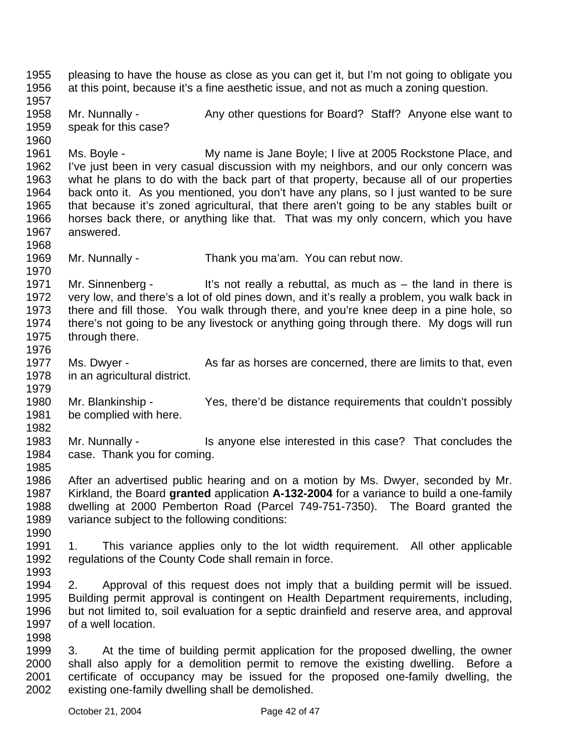pleasing to have the house as close as you can get it, but I'm not going to obligate you at this point, because it's a fine aesthetic issue, and not as much a zoning question.

Mr. Nunnally - Any other questions for Board? Staff? Anyone else want to speak for this case?

Ms. Boyle - My name is Jane Boyle; I live at 2005 Rockstone Place, and I've just been in very casual discussion with my neighbors, and our only concern was what he plans to do with the back part of that property, because all of our properties back onto it. As you mentioned, you don't have any plans, so I just wanted to be sure that because it's zoned agricultural, that there aren't going to be any stables built or horses back there, or anything like that. That was my only concern, which you have answered.

Mr. Nunnally - Thank you ma'am. You can rebut now.

Mr. Sinnenberg - It's not really a rebuttal, as much as – the land in there is very low, and there's a lot of old pines down, and it's really a problem, you walk back in there and fill those. You walk through there, and you're knee deep in a pine hole, so there's not going to be any livestock or anything going through there. My dogs will run through there.

Ms. Dwyer - As far as horses are concerned, there are limits to that, even in an agricultural district.

Mr. Blankinship - Yes, there'd be distance requirements that couldn't possibly be complied with here.

Mr. Nunnally - Is anyone else interested in this case? That concludes the case. Thank you for coming.

After an advertised public hearing and on a motion by Ms. Dwyer, seconded by Mr. Kirkland, the Board **granted** application **A-132-2004** for a variance to build a one-family dwelling at 2000 Pemberton Road (Parcel 749-751-7350). The Board granted the variance subject to the following conditions:

1. This variance applies only to the lot width requirement. All other applicable regulations of the County Code shall remain in force.

2. Approval of this request does not imply that a building permit will be issued. Building permit approval is contingent on Health Department requirements, including, but not limited to, soil evaluation for a septic drainfield and reserve area, and approval of a well location.

3. At the time of building permit application for the proposed dwelling, the owner shall also apply for a demolition permit to remove the existing dwelling. Before a certificate of occupancy may be issued for the proposed one-family dwelling, the existing one-family dwelling shall be demolished.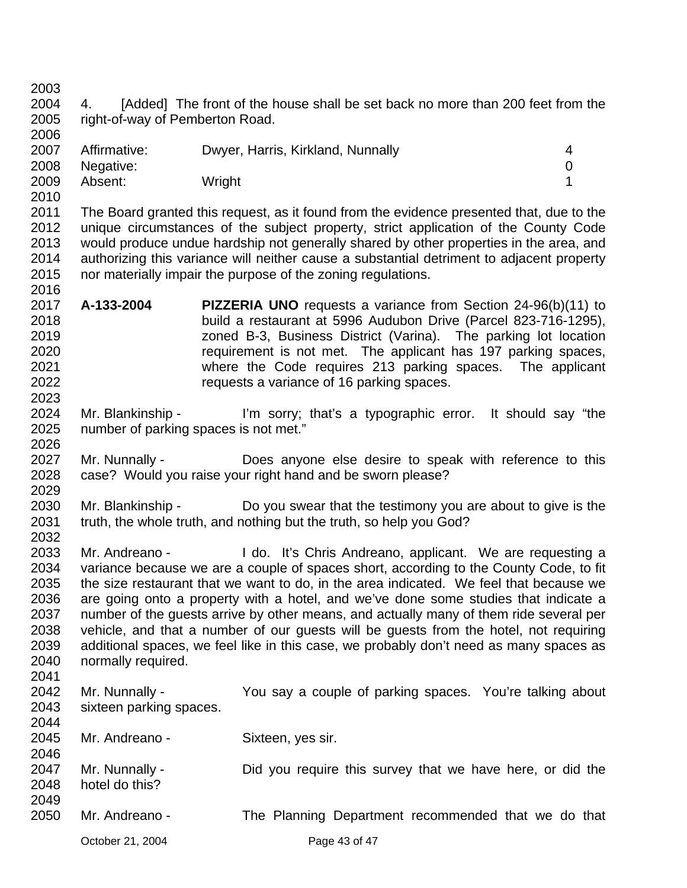4. [Added] The front of the house shall be set back no more than 200 feet from the right-of-way of Pemberton Road.

| | | |
|---|---|---|
| Affirmative: | Dwyer, Harris, Kirkland, Nunnally | 4 |
| Negative: | | 0 |
| Absent: | Wright | 1 |

The Board granted this request, as it found from the evidence presented that, due to the unique circumstances of the subject property, strict application of the County Code would produce undue hardship not generally shared by other properties in the area, and authorizing this variance will neither cause a substantial detriment to adjacent property nor materially impair the purpose of the zoning regulations.

**A-133-2004** **PIZZERIA UNO** requests a variance from Section 24-96(b)(11) to build a restaurant at 5996 Audubon Drive (Parcel 823-716-1295), zoned B-3, Business District (Varina). The parking lot location requirement is not met. The applicant has 197 parking spaces, where the Code requires 213 parking spaces. The applicant requests a variance of 16 parking spaces.

Mr. Blankinship - I'm sorry; that's a typographic error. It should say "the number of parking spaces is not met."

Mr. Nunnally - Does anyone else desire to speak with reference to this case? Would you raise your right hand and be sworn please?

Mr. Blankinship - Do you swear that the testimony you are about to give is the truth, the whole truth, and nothing but the truth, so help you God?

Mr. Andreano - I do. It's Chris Andreano, applicant. We are requesting a variance because we are a couple of spaces short, according to the County Code, to fit the size restaurant that we want to do, in the area indicated. We feel that because we are going onto a property with a hotel, and we've done some studies that indicate a number of the guests arrive by other means, and actually many of them ride several per vehicle, and that a number of our guests will be guests from the hotel, not requiring additional spaces, we feel like in this case, we probably don't need as many spaces as normally required.

Mr. Nunnally - You say a couple of parking spaces. You're talking about sixteen parking spaces.

Mr. Andreano - Sixteen, yes sir.

Mr. Nunnally - Did you require this survey that we have here, or did the hotel do this?

Mr. Andreano - The Planning Department recommended that we do that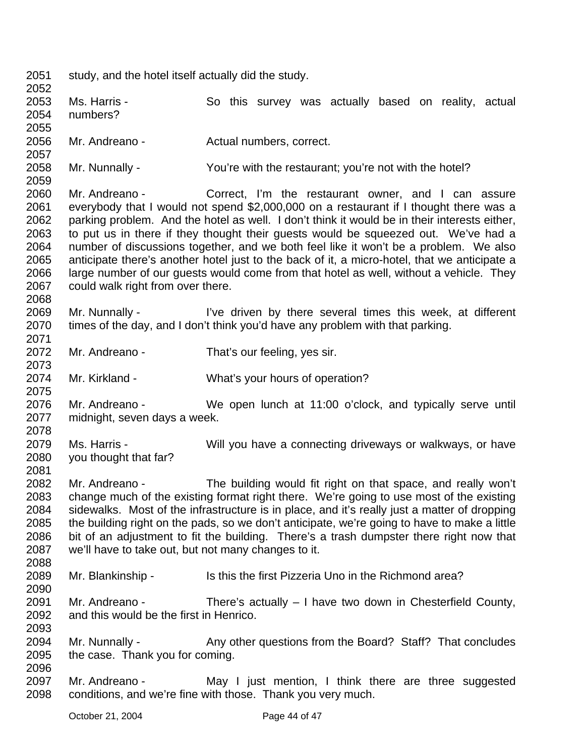2051 study, and the hotel itself actually did the study.

2053 Ms. Harris - So this survey was actually based on reality, actual
2054 numbers?

2056 Mr. Andreano - Actual numbers, correct.

2058 Mr. Nunnally - You're with the restaurant; you're not with the hotel?

2060 Mr. Andreano - Correct, I'm the restaurant owner, and I can assure
2061 everybody that I would not spend $2,000,000 on a restaurant if I thought there was a
2062 parking problem. And the hotel as well. I don't think it would be in their interests either,
2063 to put us in there if they thought their guests would be squeezed out. We've had a
2064 number of discussions together, and we both feel like it won't be a problem. We also
2065 anticipate there's another hotel just to the back of it, a micro-hotel, that we anticipate a
2066 large number of our guests would come from that hotel as well, without a vehicle. They
2067 could walk right from over there.

2069 Mr. Nunnally - I've driven by there several times this week, at different
2070 times of the day, and I don't think you'd have any problem with that parking.

2072 Mr. Andreano - That's our feeling, yes sir.

2074 Mr. Kirkland - What's your hours of operation?

2076 Mr. Andreano - We open lunch at 11:00 o'clock, and typically serve until
2077 midnight, seven days a week.

2079 Ms. Harris - Will you have a connecting driveways or walkways, or have
2080 you thought that far?

2082 Mr. Andreano - The building would fit right on that space, and really won't
2083 change much of the existing format right there. We're going to use most of the existing
2084 sidewalks. Most of the infrastructure is in place, and it's really just a matter of dropping
2085 the building right on the pads, so we don't anticipate, we're going to have to make a little
2086 bit of an adjustment to fit the building. There's a trash dumpster there right now that
2087 we'll have to take out, but not many changes to it.

2089 Mr. Blankinship - Is this the first Pizzeria Uno in the Richmond area?

2091 Mr. Andreano - There's actually – I have two down in Chesterfield County,
2092 and this would be the first in Henrico.

2094 Mr. Nunnally - Any other questions from the Board? Staff? That concludes
2095 the case. Thank you for coming.

2097 Mr. Andreano - May I just mention, I think there are three suggested
2098 conditions, and we're fine with those. Thank you very much.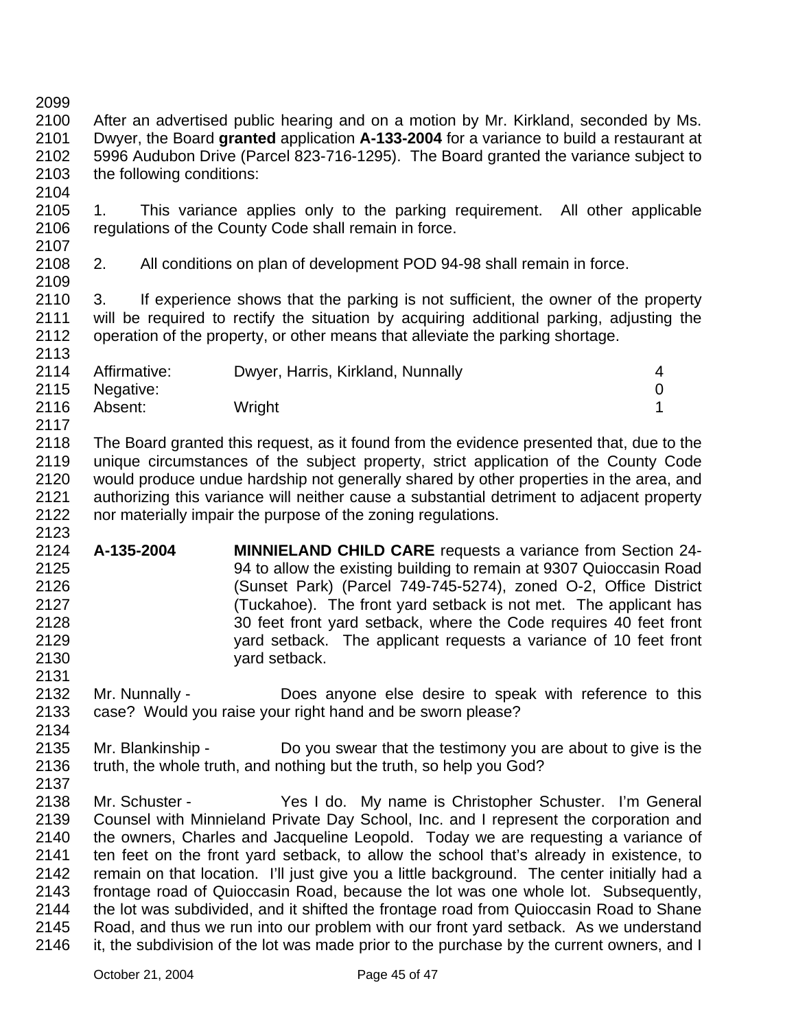After an advertised public hearing and on a motion by Mr. Kirkland, seconded by Ms. Dwyer, the Board **granted** application **A-133-2004** for a variance to build a restaurant at 5996 Audubon Drive (Parcel 823-716-1295). The Board granted the variance subject to the following conditions:

1. This variance applies only to the parking requirement. All other applicable regulations of the County Code shall remain in force.

2. All conditions on plan of development POD 94-98 shall remain in force.

3. If experience shows that the parking is not sufficient, the owner of the property will be required to rectify the situation by acquiring additional parking, adjusting the operation of the property, or other means that alleviate the parking shortage.

| | | |
|---|---|---|
| Affirmative: | Dwyer, Harris, Kirkland, Nunnally | 4 |
| Negative: | | 0 |
| Absent: | Wright | 1 |

The Board granted this request, as it found from the evidence presented that, due to the unique circumstances of the subject property, strict application of the County Code would produce undue hardship not generally shared by other properties in the area, and authorizing this variance will neither cause a substantial detriment to adjacent property nor materially impair the purpose of the zoning regulations.

**A-135-2004** **MINNIELAND CHILD CARE** requests a variance from Section 24-94 to allow the existing building to remain at 9307 Quioccasin Road (Sunset Park) (Parcel 749-745-5274), zoned O-2, Office District (Tuckahoe). The front yard setback is not met. The applicant has 30 feet front yard setback, where the Code requires 40 feet front yard setback. The applicant requests a variance of 10 feet front yard setback.

Mr. Nunnally - Does anyone else desire to speak with reference to this case? Would you raise your right hand and be sworn please?

Mr. Blankinship - Do you swear that the testimony you are about to give is the truth, the whole truth, and nothing but the truth, so help you God?

Mr. Schuster - Yes I do. My name is Christopher Schuster. I'm General Counsel with Minnieland Private Day School, Inc. and I represent the corporation and the owners, Charles and Jacqueline Leopold. Today we are requesting a variance of ten feet on the front yard setback, to allow the school that's already in existence, to remain on that location. I'll just give you a little background. The center initially had a frontage road of Quioccasin Road, because the lot was one whole lot. Subsequently, the lot was subdivided, and it shifted the frontage road from Quioccasin Road to Shane Road, and thus we run into our problem with our front yard setback. As we understand it, the subdivision of the lot was made prior to the purchase by the current owners, and I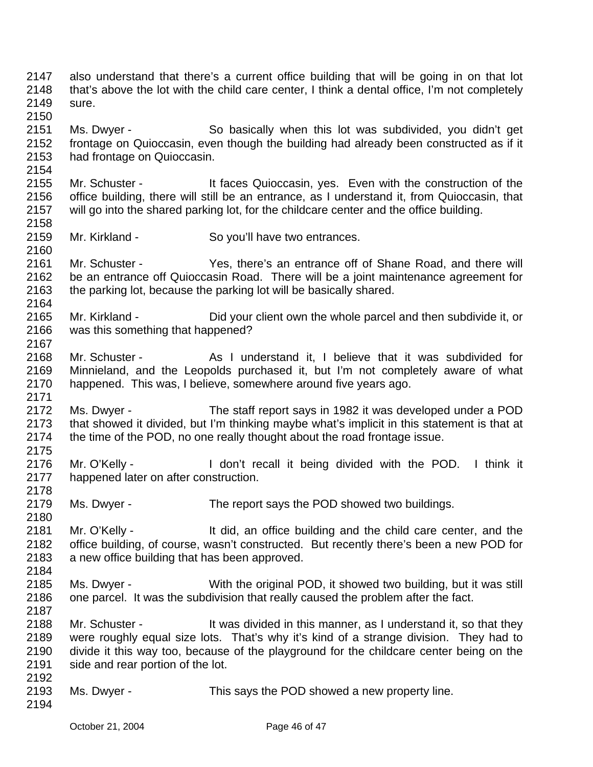also understand that there's a current office building that will be going in on that lot that's above the lot with the child care center, I think a dental office, I'm not completely sure.

Ms. Dwyer - So basically when this lot was subdivided, you didn't get frontage on Quioccasin, even though the building had already been constructed as if it had frontage on Quioccasin.

Mr. Schuster - It faces Quioccasin, yes. Even with the construction of the office building, there will still be an entrance, as I understand it, from Quioccasin, that will go into the shared parking lot, for the childcare center and the office building.

Mr. Kirkland - So you'll have two entrances.

Mr. Schuster - Yes, there's an entrance off of Shane Road, and there will be an entrance off Quioccasin Road. There will be a joint maintenance agreement for the parking lot, because the parking lot will be basically shared.

Mr. Kirkland - Did your client own the whole parcel and then subdivide it, or was this something that happened?

Mr. Schuster - As I understand it, I believe that it was subdivided for Minnieland, and the Leopolds purchased it, but I'm not completely aware of what happened. This was, I believe, somewhere around five years ago.

Ms. Dwyer - The staff report says in 1982 it was developed under a POD that showed it divided, but I'm thinking maybe what's implicit in this statement is that at the time of the POD, no one really thought about the road frontage issue.

Mr. O'Kelly - I don't recall it being divided with the POD. I think it happened later on after construction.

Ms. Dwyer - The report says the POD showed two buildings.

Mr. O'Kelly - It did, an office building and the child care center, and the office building, of course, wasn't constructed. But recently there's been a new POD for a new office building that has been approved.

Ms. Dwyer - With the original POD, it showed two building, but it was still one parcel. It was the subdivision that really caused the problem after the fact.

Mr. Schuster - It was divided in this manner, as I understand it, so that they were roughly equal size lots. That's why it's kind of a strange division. They had to divide it this way too, because of the playground for the childcare center being on the side and rear portion of the lot.

Ms. Dwyer - This says the POD showed a new property line.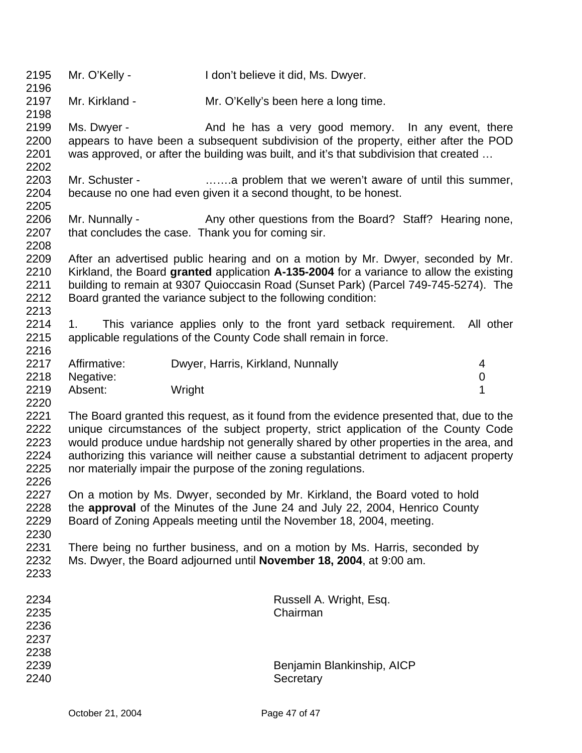Mr. O'Kelly - I don't believe it did, Ms. Dwyer.

Mr. Kirkland - Mr. O'Kelly's been here a long time.

Ms. Dwyer - And he has a very good memory. In any event, there appears to have been a subsequent subdivision of the property, either after the POD was approved, or after the building was built, and it's that subdivision that created …

Mr. Schuster - …….a problem that we weren't aware of until this summer, because no one had even given it a second thought, to be honest.

Mr. Nunnally - Any other questions from the Board? Staff? Hearing none, that concludes the case. Thank you for coming sir.

After an advertised public hearing and on a motion by Mr. Dwyer, seconded by Mr. Kirkland, the Board **granted** application **A-135-2004** for a variance to allow the existing building to remain at 9307 Quioccasin Road (Sunset Park) (Parcel 749-745-5274). The Board granted the variance subject to the following condition:

1. This variance applies only to the front yard setback requirement. All other applicable regulations of the County Code shall remain in force.

| | | |
|---|---|---|
| Affirmative: | Dwyer, Harris, Kirkland, Nunnally | 4 |
| Negative: | | 0 |
| Absent: | Wright | 1 |

The Board granted this request, as it found from the evidence presented that, due to the unique circumstances of the subject property, strict application of the County Code would produce undue hardship not generally shared by other properties in the area, and authorizing this variance will neither cause a substantial detriment to adjacent property nor materially impair the purpose of the zoning regulations.

On a motion by Ms. Dwyer, seconded by Mr. Kirkland, the Board voted to hold the **approval** of the Minutes of the June 24 and July 22, 2004, Henrico County Board of Zoning Appeals meeting until the November 18, 2004, meeting.

There being no further business, and on a motion by Ms. Harris, seconded by Ms. Dwyer, the Board adjourned until **November 18, 2004**, at 9:00 am.

Russell A. Wright, Esq.
Chairman

Benjamin Blankinship, AICP
Secretary